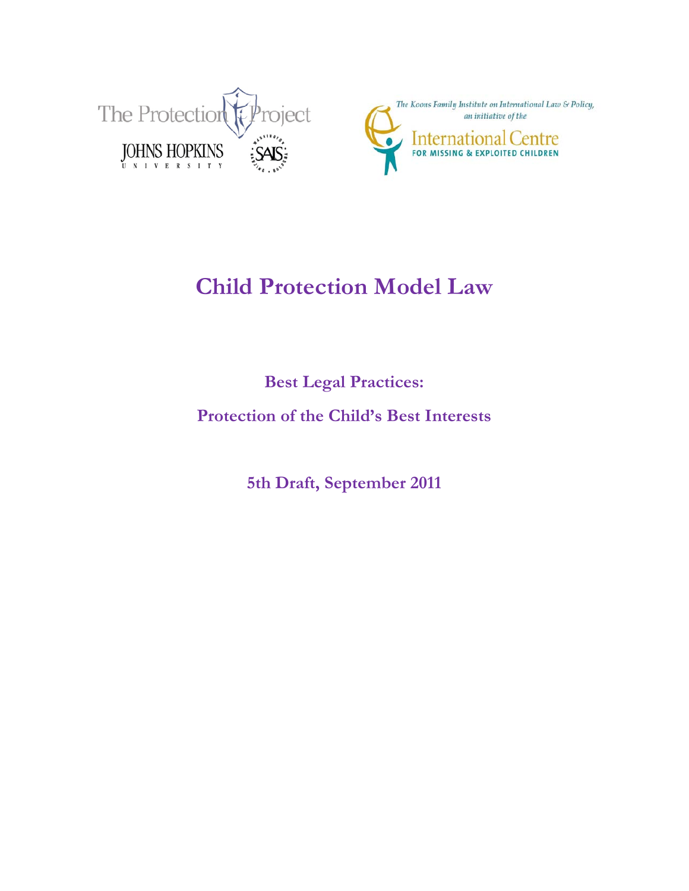The Protection Project

JOHNS HOPKINS UNIVERSITY

SAIS

*The Koons Family Institute on International Law & Policy, an initiative of the*

International Centre FOR MISSING & EXPLOITED CHILDREN

# Child Protection Model Law

## Best Legal Practices:

## Protection of the Child's Best Interests

### 5th Draft, September 2011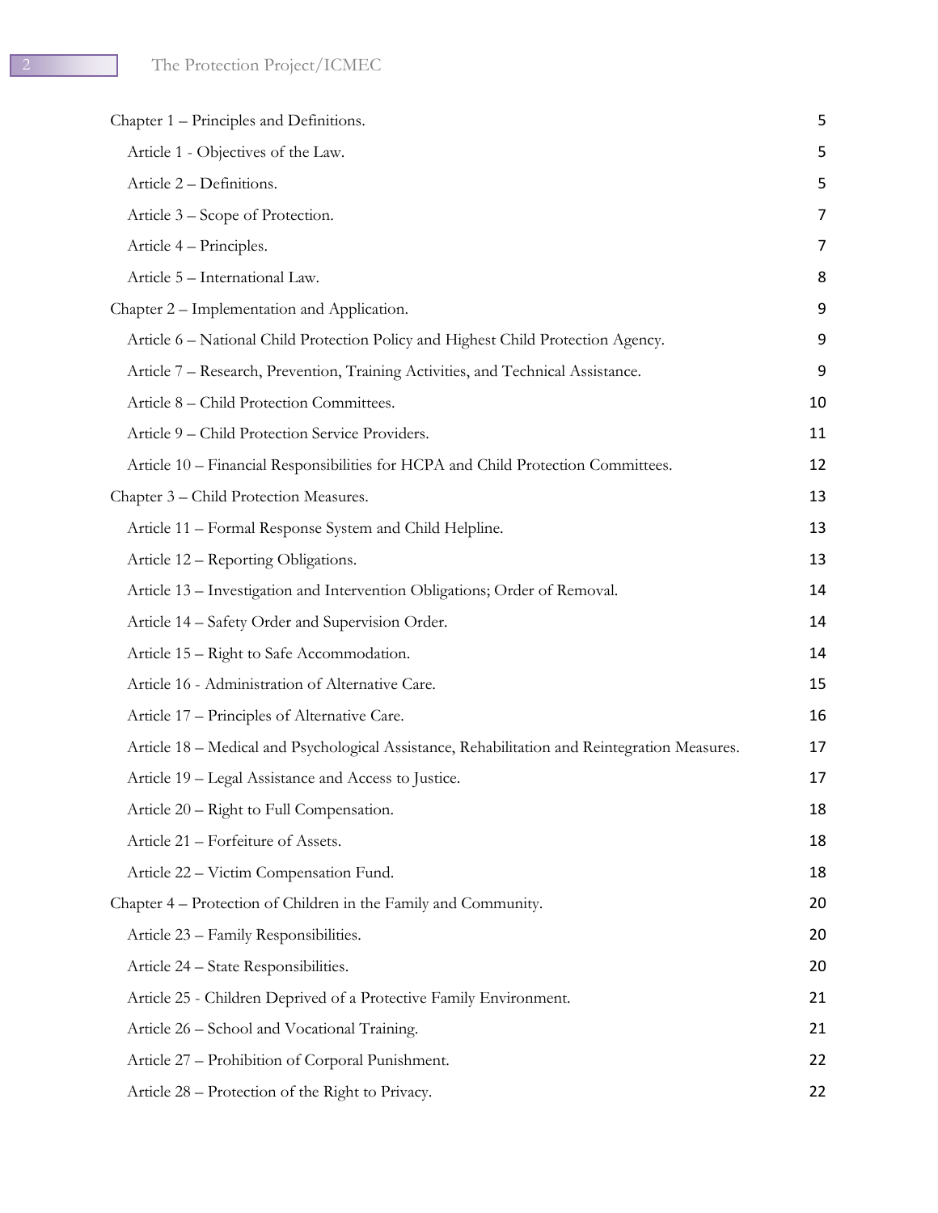Chapter 1 – Principles and Definitions. 5

- Article 1 - Objectives of the Law. 5
- Article 2 – Definitions. 5
- Article 3 – Scope of Protection. 7
- Article 4 – Principles. 7
- Article 5 – International Law. 8

Chapter 2 – Implementation and Application. 9

- Article 6 – National Child Protection Policy and Highest Child Protection Agency. 9
- Article 7 – Research, Prevention, Training Activities, and Technical Assistance. 9
- Article 8 – Child Protection Committees. 10
- Article 9 – Child Protection Service Providers. 11
- Article 10 – Financial Responsibilities for HCPA and Child Protection Committees. 12

Chapter 3 – Child Protection Measures. 13

- Article 11 – Formal Response System and Child Helpline. 13
- Article 12 – Reporting Obligations. 13
- Article 13 – Investigation and Intervention Obligations; Order of Removal. 14
- Article 14 – Safety Order and Supervision Order. 14
- Article 15 – Right to Safe Accommodation. 14
- Article 16 - Administration of Alternative Care. 15
- Article 17 – Principles of Alternative Care. 16
- Article 18 – Medical and Psychological Assistance, Rehabilitation and Reintegration Measures. 17
- Article 19 – Legal Assistance and Access to Justice. 17
- Article 20 – Right to Full Compensation. 18
- Article 21 – Forfeiture of Assets. 18
- Article 22 – Victim Compensation Fund. 18

Chapter 4 – Protection of Children in the Family and Community. 20

- Article 23 – Family Responsibilities. 20
- Article 24 – State Responsibilities. 20
- Article 25 - Children Deprived of a Protective Family Environment. 21
- Article 26 – School and Vocational Training. 21
- Article 27 – Prohibition of Corporal Punishment. 22
- Article 28 – Protection of the Right to Privacy. 22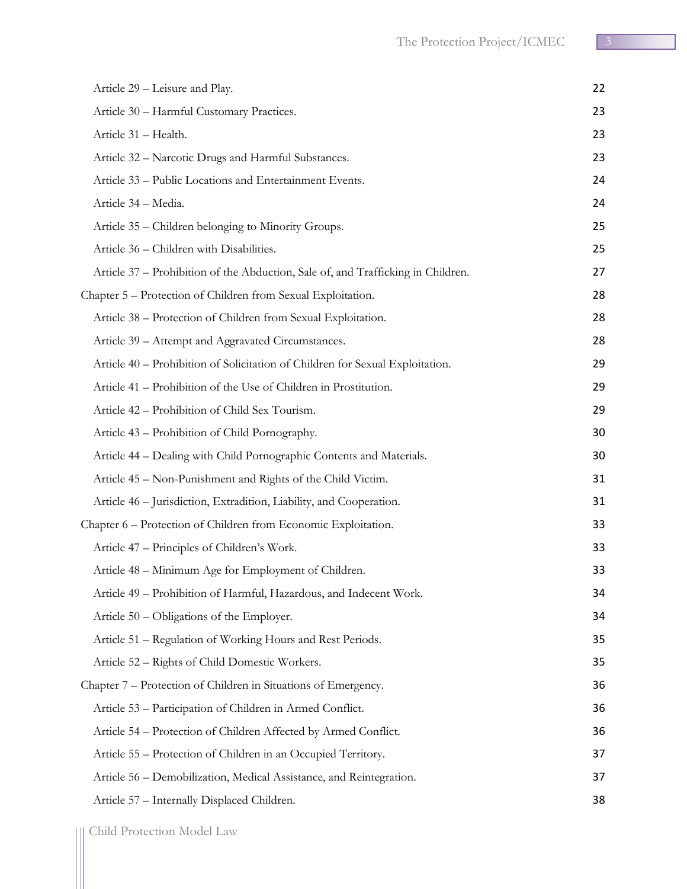Article 29 – Leisure and Play. 22

Article 30 – Harmful Customary Practices. 23

Article 31 – Health. 23

Article 32 – Narcotic Drugs and Harmful Substances. 23

Article 33 – Public Locations and Entertainment Events. 24

Article 34 – Media. 24

Article 35 – Children belonging to Minority Groups. 25

Article 36 – Children with Disabilities. 25

Article 37 – Prohibition of the Abduction, Sale of, and Trafficking in Children. 27

Chapter 5 – Protection of Children from Sexual Exploitation. 28

Article 38 – Protection of Children from Sexual Exploitation. 28

Article 39 – Attempt and Aggravated Circumstances. 28

Article 40 – Prohibition of Solicitation of Children for Sexual Exploitation. 29

Article 41 – Prohibition of the Use of Children in Prostitution. 29

Article 42 – Prohibition of Child Sex Tourism. 29

Article 43 – Prohibition of Child Pornography. 30

Article 44 – Dealing with Child Pornographic Contents and Materials. 30

Article 45 – Non-Punishment and Rights of the Child Victim. 31

Article 46 – Jurisdiction, Extradition, Liability, and Cooperation. 31

Chapter 6 – Protection of Children from Economic Exploitation. 33

Article 47 – Principles of Children's Work. 33

Article 48 – Minimum Age for Employment of Children. 33

Article 49 – Prohibition of Harmful, Hazardous, and Indecent Work. 34

Article 50 – Obligations of the Employer. 34

Article 51 – Regulation of Working Hours and Rest Periods. 35

Article 52 – Rights of Child Domestic Workers. 35

Chapter 7 – Protection of Children in Situations of Emergency. 36

Article 53 – Participation of Children in Armed Conflict. 36

Article 54 – Protection of Children Affected by Armed Conflict. 36

Article 55 – Protection of Children in an Occupied Territory. 37

Article 56 – Demobilization, Medical Assistance, and Reintegration. 37

Article 57 – Internally Displaced Children. 38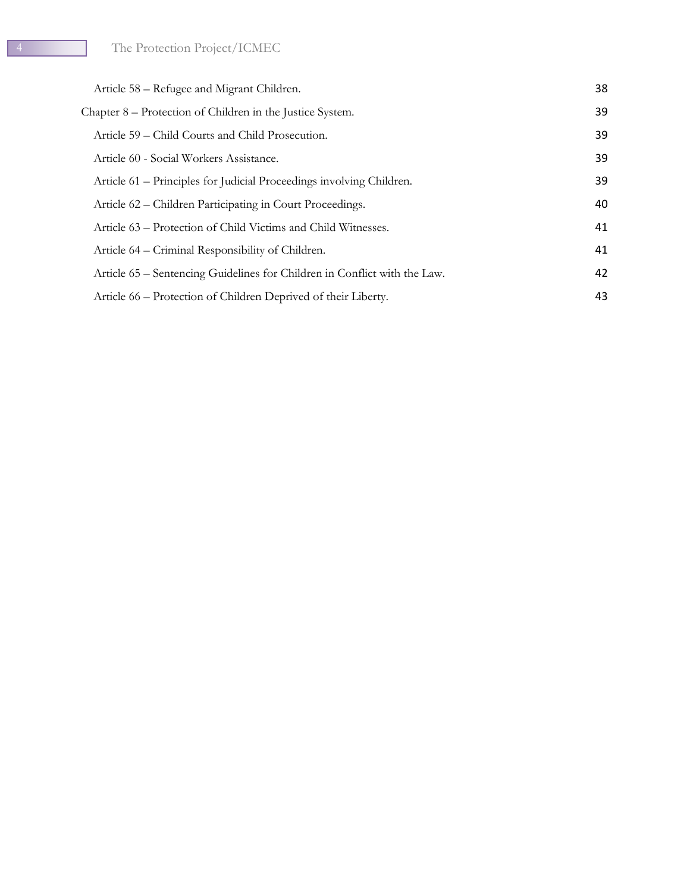Article 58 – Refugee and Migrant Children. 38

Chapter 8 – Protection of Children in the Justice System. 39

Article 59 – Child Courts and Child Prosecution. 39

Article 60 - Social Workers Assistance. 39

Article 61 – Principles for Judicial Proceedings involving Children. 39

Article 62 – Children Participating in Court Proceedings. 40

Article 63 – Protection of Child Victims and Child Witnesses. 41

Article 64 – Criminal Responsibility of Children. 41

Article 65 – Sentencing Guidelines for Children in Conflict with the Law. 42

Article 66 – Protection of Children Deprived of their Liberty. 43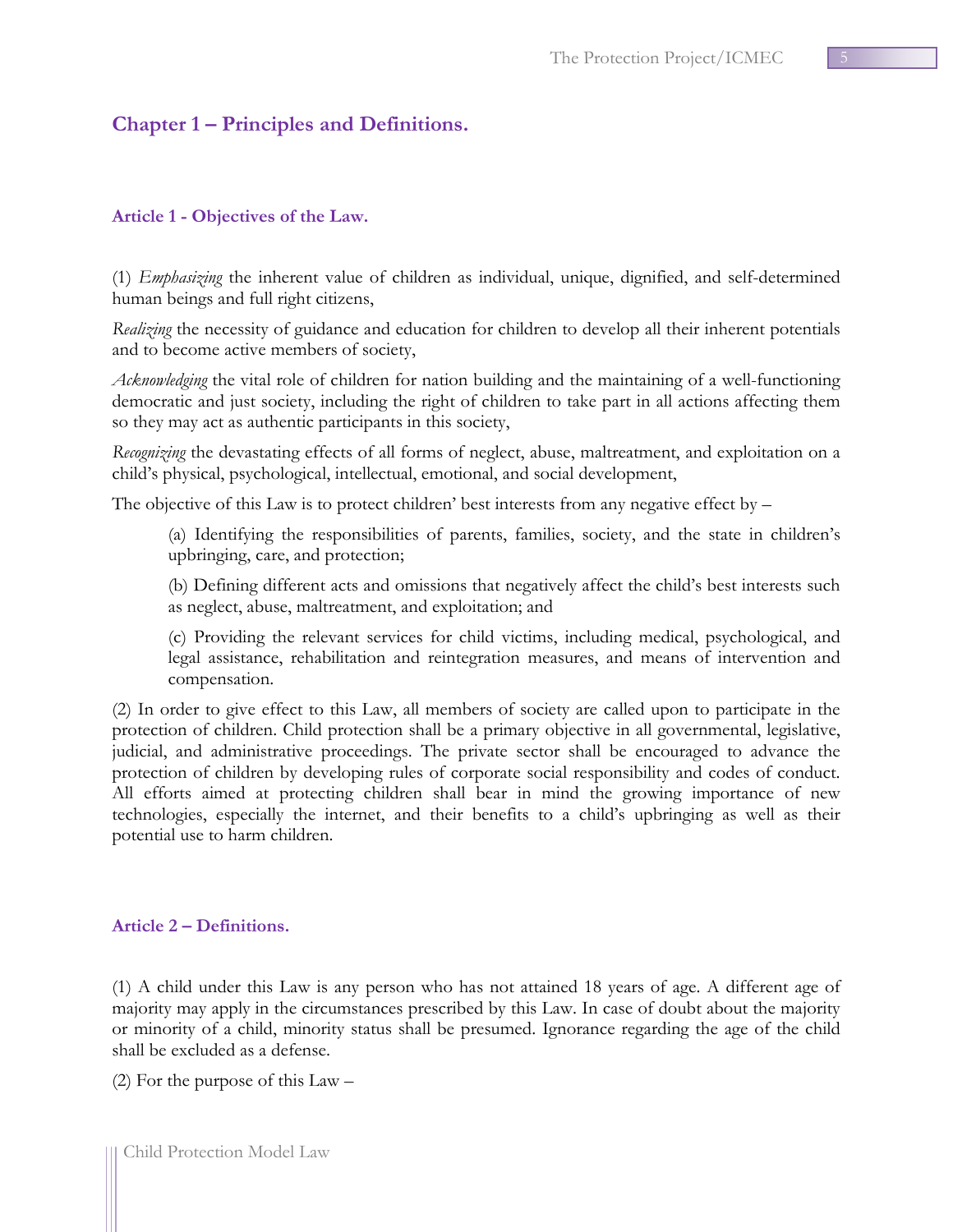## Chapter 1 – Principles and Definitions.

### Article 1 - Objectives of the Law.

(1) *Emphasizing* the inherent value of children as individual, unique, dignified, and self-determined human beings and full right citizens,

*Realizing* the necessity of guidance and education for children to develop all their inherent potentials and to become active members of society,

*Acknowledging* the vital role of children for nation building and the maintaining of a well-functioning democratic and just society, including the right of children to take part in all actions affecting them so they may act as authentic participants in this society,

*Recognizing* the devastating effects of all forms of neglect, abuse, maltreatment, and exploitation on a child's physical, psychological, intellectual, emotional, and social development,

The objective of this Law is to protect children' best interests from any negative effect by –

> (a) Identifying the responsibilities of parents, families, society, and the state in children's upbringing, care, and protection;
>
> (b) Defining different acts and omissions that negatively affect the child's best interests such as neglect, abuse, maltreatment, and exploitation; and
>
> (c) Providing the relevant services for child victims, including medical, psychological, and legal assistance, rehabilitation and reintegration measures, and means of intervention and compensation.

(2) In order to give effect to this Law, all members of society are called upon to participate in the protection of children. Child protection shall be a primary objective in all governmental, legislative, judicial, and administrative proceedings. The private sector shall be encouraged to advance the protection of children by developing rules of corporate social responsibility and codes of conduct. All efforts aimed at protecting children shall bear in mind the growing importance of new technologies, especially the internet, and their benefits to a child's upbringing as well as their potential use to harm children.

### Article 2 – Definitions.

(1) A child under this Law is any person who has not attained 18 years of age. A different age of majority may apply in the circumstances prescribed by this Law. In case of doubt about the majority or minority of a child, minority status shall be presumed. Ignorance regarding the age of the child shall be excluded as a defense.

(2) For the purpose of this Law –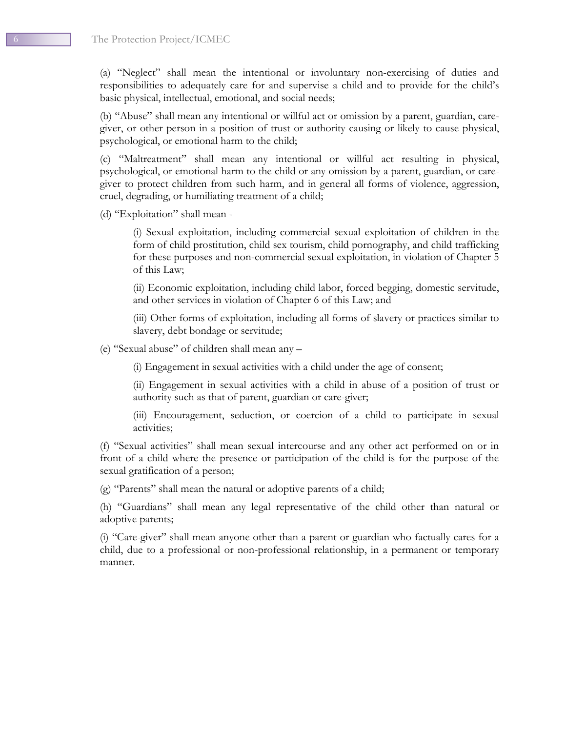(a) "Neglect" shall mean the intentional or involuntary non-exercising of duties and responsibilities to adequately care for and supervise a child and to provide for the child's basic physical, intellectual, emotional, and social needs;

(b) "Abuse" shall mean any intentional or willful act or omission by a parent, guardian, care-giver, or other person in a position of trust or authority causing or likely to cause physical, psychological, or emotional harm to the child;

(c) "Maltreatment" shall mean any intentional or willful act resulting in physical, psychological, or emotional harm to the child or any omission by a parent, guardian, or care-giver to protect children from such harm, and in general all forms of violence, aggression, cruel, degrading, or humiliating treatment of a child;

(d) "Exploitation" shall mean -

> (i) Sexual exploitation, including commercial sexual exploitation of children in the form of child prostitution, child sex tourism, child pornography, and child trafficking for these purposes and non-commercial sexual exploitation, in violation of Chapter 5 of this Law;
>
> (ii) Economic exploitation, including child labor, forced begging, domestic servitude, and other services in violation of Chapter 6 of this Law; and
>
> (iii) Other forms of exploitation, including all forms of slavery or practices similar to slavery, debt bondage or servitude;

(e) "Sexual abuse" of children shall mean any –

> (i) Engagement in sexual activities with a child under the age of consent;
>
> (ii) Engagement in sexual activities with a child in abuse of a position of trust or authority such as that of parent, guardian or care-giver;
>
> (iii) Encouragement, seduction, or coercion of a child to participate in sexual activities;

(f) "Sexual activities" shall mean sexual intercourse and any other act performed on or in front of a child where the presence or participation of the child is for the purpose of the sexual gratification of a person;

(g) "Parents" shall mean the natural or adoptive parents of a child;

(h) "Guardians" shall mean any legal representative of the child other than natural or adoptive parents;

(i) "Care-giver" shall mean anyone other than a parent or guardian who factually cares for a child, due to a professional or non-professional relationship, in a permanent or temporary manner.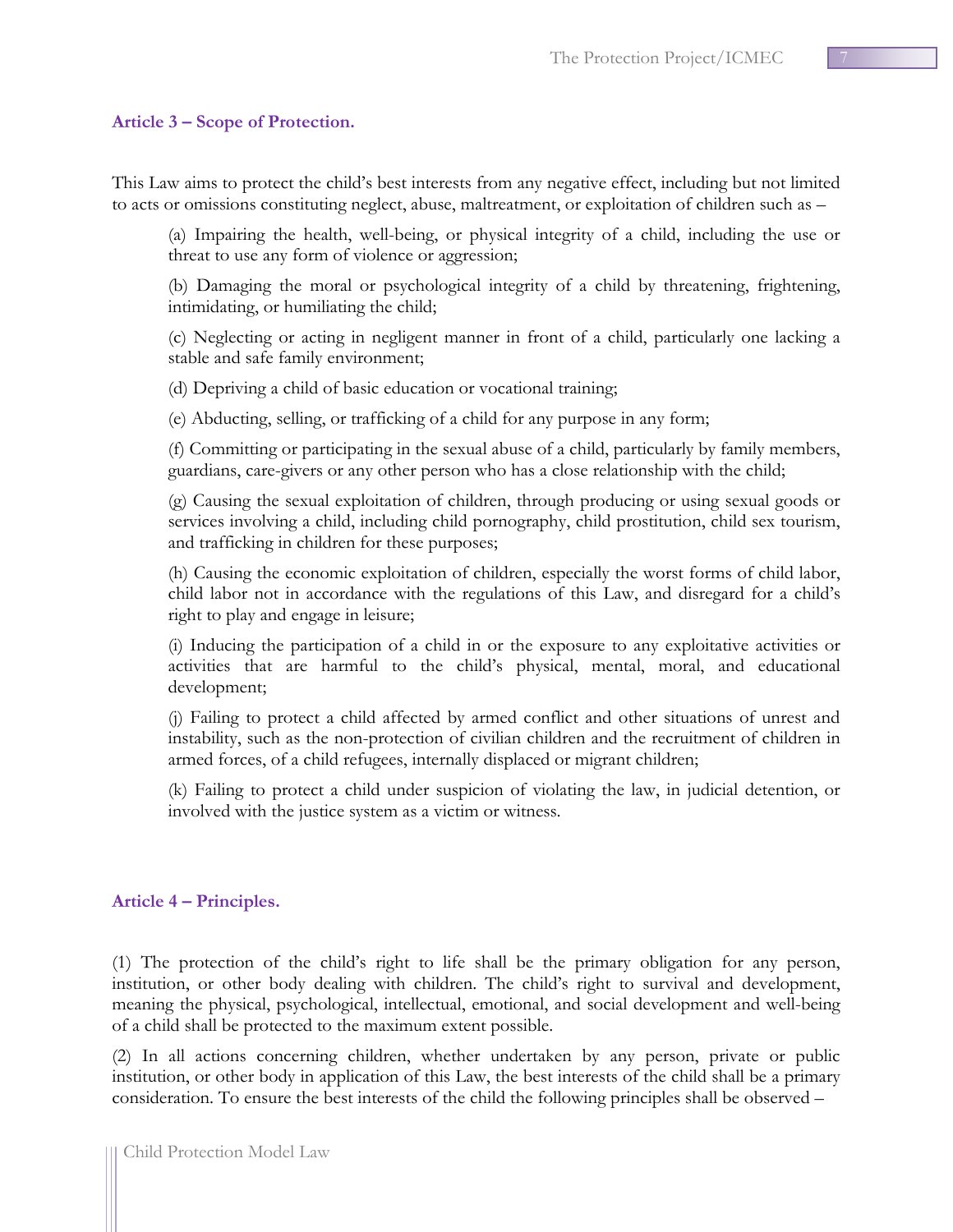### Article 3 – Scope of Protection.

This Law aims to protect the child's best interests from any negative effect, including but not limited to acts or omissions constituting neglect, abuse, maltreatment, or exploitation of children such as –

(a) Impairing the health, well-being, or physical integrity of a child, including the use or threat to use any form of violence or aggression;

(b) Damaging the moral or psychological integrity of a child by threatening, frightening, intimidating, or humiliating the child;

(c) Neglecting or acting in negligent manner in front of a child, particularly one lacking a stable and safe family environment;

(d) Depriving a child of basic education or vocational training;

(e) Abducting, selling, or trafficking of a child for any purpose in any form;

(f) Committing or participating in the sexual abuse of a child, particularly by family members, guardians, care-givers or any other person who has a close relationship with the child;

(g) Causing the sexual exploitation of children, through producing or using sexual goods or services involving a child, including child pornography, child prostitution, child sex tourism, and trafficking in children for these purposes;

(h) Causing the economic exploitation of children, especially the worst forms of child labor, child labor not in accordance with the regulations of this Law, and disregard for a child's right to play and engage in leisure;

(i) Inducing the participation of a child in or the exposure to any exploitative activities or activities that are harmful to the child's physical, mental, moral, and educational development;

(j) Failing to protect a child affected by armed conflict and other situations of unrest and instability, such as the non-protection of civilian children and the recruitment of children in armed forces, of a child refugees, internally displaced or migrant children;

(k) Failing to protect a child under suspicion of violating the law, in judicial detention, or involved with the justice system as a victim or witness.

### Article 4 – Principles.

(1) The protection of the child's right to life shall be the primary obligation for any person, institution, or other body dealing with children. The child's right to survival and development, meaning the physical, psychological, intellectual, emotional, and social development and well-being of a child shall be protected to the maximum extent possible.

(2) In all actions concerning children, whether undertaken by any person, private or public institution, or other body in application of this Law, the best interests of the child shall be a primary consideration. To ensure the best interests of the child the following principles shall be observed –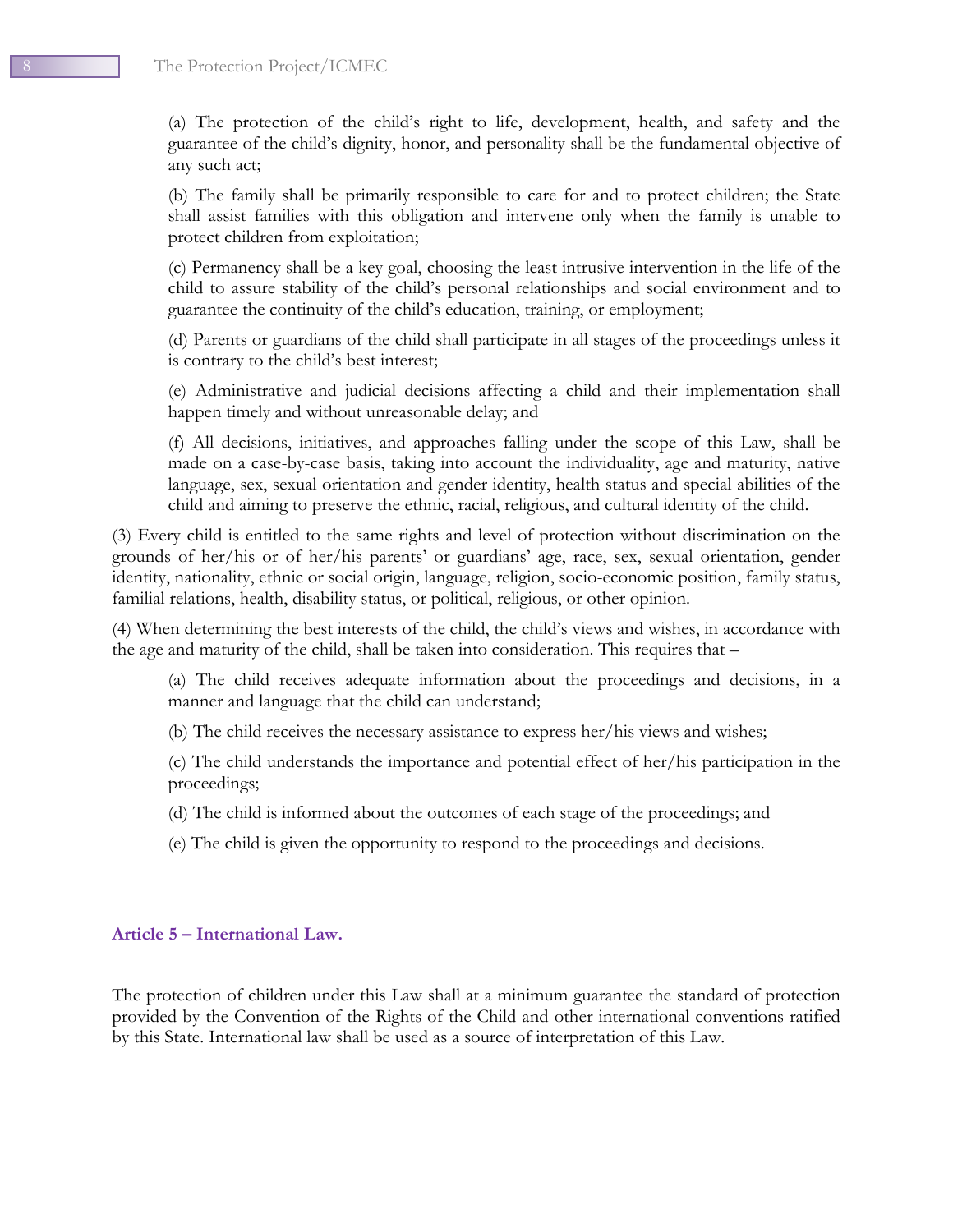(a) The protection of the child's right to life, development, health, and safety and the guarantee of the child's dignity, honor, and personality shall be the fundamental objective of any such act;

(b) The family shall be primarily responsible to care for and to protect children; the State shall assist families with this obligation and intervene only when the family is unable to protect children from exploitation;

(c) Permanency shall be a key goal, choosing the least intrusive intervention in the life of the child to assure stability of the child's personal relationships and social environment and to guarantee the continuity of the child's education, training, or employment;

(d) Parents or guardians of the child shall participate in all stages of the proceedings unless it is contrary to the child's best interest;

(e) Administrative and judicial decisions affecting a child and their implementation shall happen timely and without unreasonable delay; and

(f) All decisions, initiatives, and approaches falling under the scope of this Law, shall be made on a case-by-case basis, taking into account the individuality, age and maturity, native language, sex, sexual orientation and gender identity, health status and special abilities of the child and aiming to preserve the ethnic, racial, religious, and cultural identity of the child.

(3) Every child is entitled to the same rights and level of protection without discrimination on the grounds of her/his or of her/his parents' or guardians' age, race, sex, sexual orientation, gender identity, nationality, ethnic or social origin, language, religion, socio-economic position, family status, familial relations, health, disability status, or political, religious, or other opinion.

(4) When determining the best interests of the child, the child's views and wishes, in accordance with the age and maturity of the child, shall be taken into consideration. This requires that –

(a) The child receives adequate information about the proceedings and decisions, in a manner and language that the child can understand;

(b) The child receives the necessary assistance to express her/his views and wishes;

(c) The child understands the importance and potential effect of her/his participation in the proceedings;

(d) The child is informed about the outcomes of each stage of the proceedings; and

(e) The child is given the opportunity to respond to the proceedings and decisions.

### Article 5 – International Law.

The protection of children under this Law shall at a minimum guarantee the standard of protection provided by the Convention of the Rights of the Child and other international conventions ratified by this State. International law shall be used as a source of interpretation of this Law.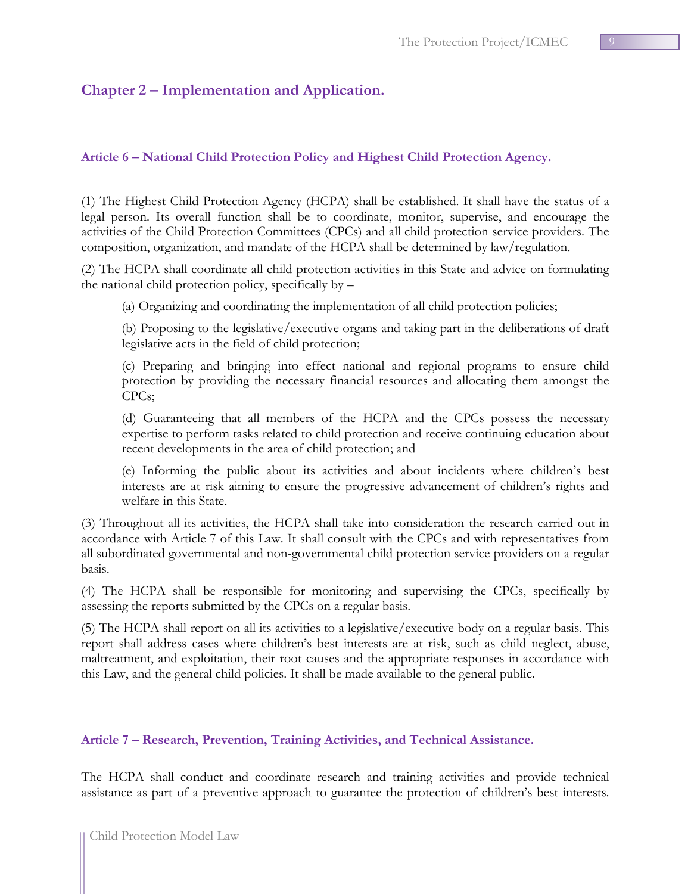## Chapter 2 – Implementation and Application.

### Article 6 – National Child Protection Policy and Highest Child Protection Agency.

(1) The Highest Child Protection Agency (HCPA) shall be established. It shall have the status of a legal person. Its overall function shall be to coordinate, monitor, supervise, and encourage the activities of the Child Protection Committees (CPCs) and all child protection service providers. The composition, organization, and mandate of the HCPA shall be determined by law/regulation.

(2) The HCPA shall coordinate all child protection activities in this State and advice on formulating the national child protection policy, specifically by –

(a) Organizing and coordinating the implementation of all child protection policies;

(b) Proposing to the legislative/executive organs and taking part in the deliberations of draft legislative acts in the field of child protection;

(c) Preparing and bringing into effect national and regional programs to ensure child protection by providing the necessary financial resources and allocating them amongst the CPCs;

(d) Guaranteeing that all members of the HCPA and the CPCs possess the necessary expertise to perform tasks related to child protection and receive continuing education about recent developments in the area of child protection; and

(e) Informing the public about its activities and about incidents where children's best interests are at risk aiming to ensure the progressive advancement of children's rights and welfare in this State.

(3) Throughout all its activities, the HCPA shall take into consideration the research carried out in accordance with Article 7 of this Law. It shall consult with the CPCs and with representatives from all subordinated governmental and non-governmental child protection service providers on a regular basis.

(4) The HCPA shall be responsible for monitoring and supervising the CPCs, specifically by assessing the reports submitted by the CPCs on a regular basis.

(5) The HCPA shall report on all its activities to a legislative/executive body on a regular basis. This report shall address cases where children's best interests are at risk, such as child neglect, abuse, maltreatment, and exploitation, their root causes and the appropriate responses in accordance with this Law, and the general child policies. It shall be made available to the general public.

### Article 7 – Research, Prevention, Training Activities, and Technical Assistance.

The HCPA shall conduct and coordinate research and training activities and provide technical assistance as part of a preventive approach to guarantee the protection of children's best interests.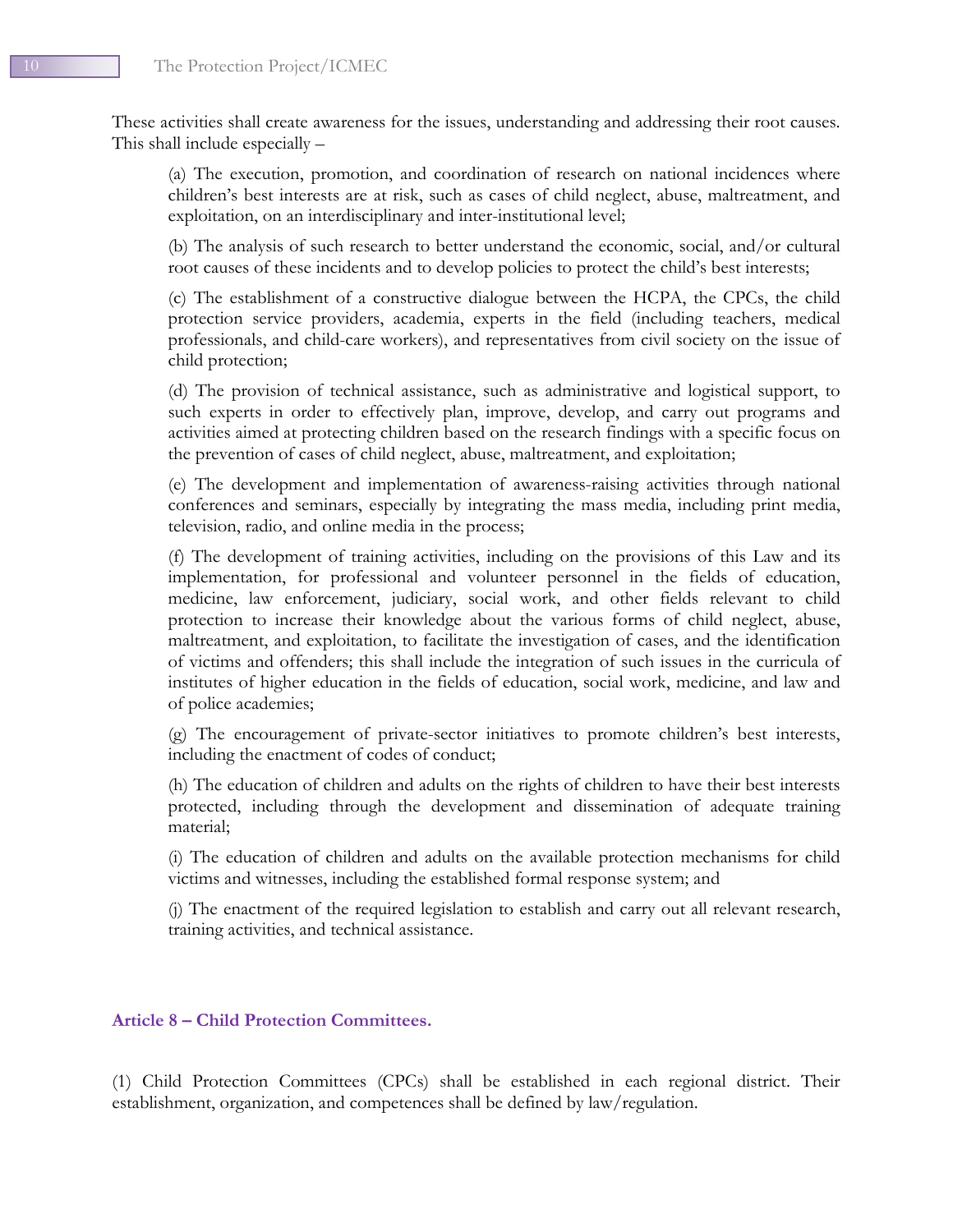These activities shall create awareness for the issues, understanding and addressing their root causes. This shall include especially –

(a) The execution, promotion, and coordination of research on national incidences where children's best interests are at risk, such as cases of child neglect, abuse, maltreatment, and exploitation, on an interdisciplinary and inter-institutional level;

(b) The analysis of such research to better understand the economic, social, and/or cultural root causes of these incidents and to develop policies to protect the child's best interests;

(c) The establishment of a constructive dialogue between the HCPA, the CPCs, the child protection service providers, academia, experts in the field (including teachers, medical professionals, and child-care workers), and representatives from civil society on the issue of child protection;

(d) The provision of technical assistance, such as administrative and logistical support, to such experts in order to effectively plan, improve, develop, and carry out programs and activities aimed at protecting children based on the research findings with a specific focus on the prevention of cases of child neglect, abuse, maltreatment, and exploitation;

(e) The development and implementation of awareness-raising activities through national conferences and seminars, especially by integrating the mass media, including print media, television, radio, and online media in the process;

(f) The development of training activities, including on the provisions of this Law and its implementation, for professional and volunteer personnel in the fields of education, medicine, law enforcement, judiciary, social work, and other fields relevant to child protection to increase their knowledge about the various forms of child neglect, abuse, maltreatment, and exploitation, to facilitate the investigation of cases, and the identification of victims and offenders; this shall include the integration of such issues in the curricula of institutes of higher education in the fields of education, social work, medicine, and law and of police academies;

(g) The encouragement of private-sector initiatives to promote children's best interests, including the enactment of codes of conduct;

(h) The education of children and adults on the rights of children to have their best interests protected, including through the development and dissemination of adequate training material;

(i) The education of children and adults on the available protection mechanisms for child victims and witnesses, including the established formal response system; and

(j) The enactment of the required legislation to establish and carry out all relevant research, training activities, and technical assistance.

### Article 8 – Child Protection Committees.

(1) Child Protection Committees (CPCs) shall be established in each regional district. Their establishment, organization, and competences shall be defined by law/regulation.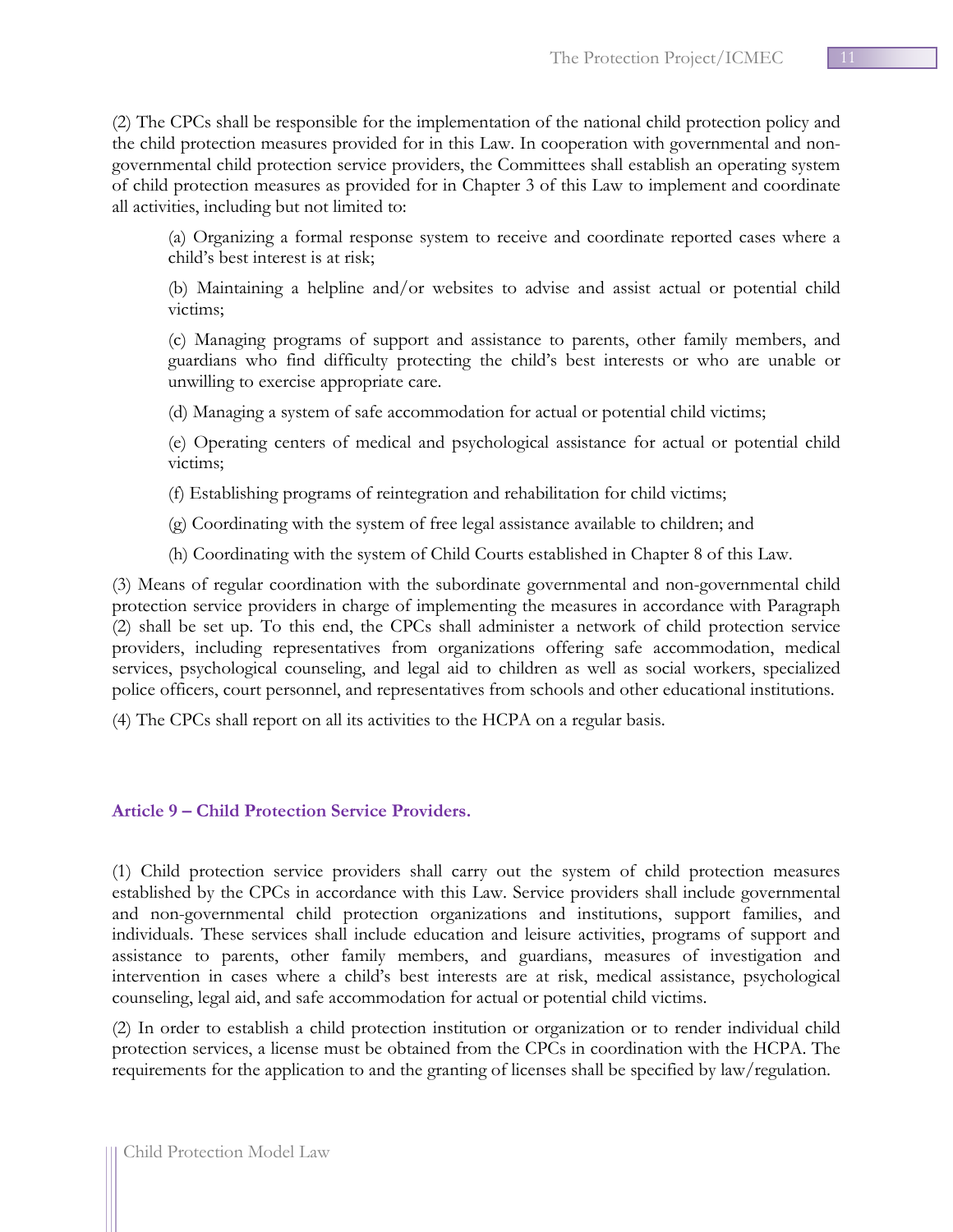(2) The CPCs shall be responsible for the implementation of the national child protection policy and the child protection measures provided for in this Law. In cooperation with governmental and non-governmental child protection service providers, the Committees shall establish an operating system of child protection measures as provided for in Chapter 3 of this Law to implement and coordinate all activities, including but not limited to:

(a) Organizing a formal response system to receive and coordinate reported cases where a child's best interest is at risk;

(b) Maintaining a helpline and/or websites to advise and assist actual or potential child victims;

(c) Managing programs of support and assistance to parents, other family members, and guardians who find difficulty protecting the child's best interests or who are unable or unwilling to exercise appropriate care.

(d) Managing a system of safe accommodation for actual or potential child victims;

(e) Operating centers of medical and psychological assistance for actual or potential child victims;

(f) Establishing programs of reintegration and rehabilitation for child victims;

(g) Coordinating with the system of free legal assistance available to children; and

(h) Coordinating with the system of Child Courts established in Chapter 8 of this Law.

(3) Means of regular coordination with the subordinate governmental and non-governmental child protection service providers in charge of implementing the measures in accordance with Paragraph (2) shall be set up. To this end, the CPCs shall administer a network of child protection service providers, including representatives from organizations offering safe accommodation, medical services, psychological counseling, and legal aid to children as well as social workers, specialized police officers, court personnel, and representatives from schools and other educational institutions.

(4) The CPCs shall report on all its activities to the HCPA on a regular basis.

### Article 9 – Child Protection Service Providers.

(1) Child protection service providers shall carry out the system of child protection measures established by the CPCs in accordance with this Law. Service providers shall include governmental and non-governmental child protection organizations and institutions, support families, and individuals. These services shall include education and leisure activities, programs of support and assistance to parents, other family members, and guardians, measures of investigation and intervention in cases where a child's best interests are at risk, medical assistance, psychological counseling, legal aid, and safe accommodation for actual or potential child victims.

(2) In order to establish a child protection institution or organization or to render individual child protection services, a license must be obtained from the CPCs in coordination with the HCPA. The requirements for the application to and the granting of licenses shall be specified by law/regulation.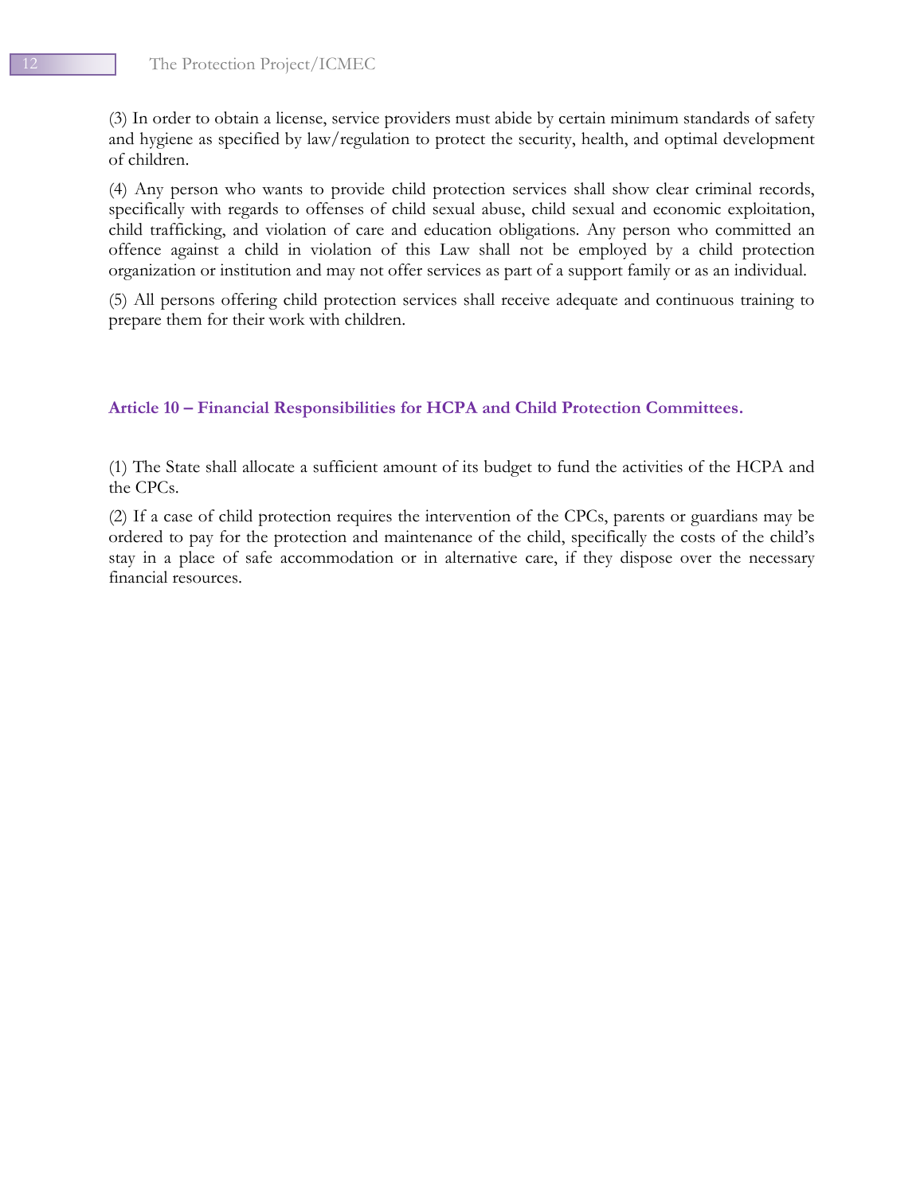(3) In order to obtain a license, service providers must abide by certain minimum standards of safety and hygiene as specified by law/regulation to protect the security, health, and optimal development of children.

(4) Any person who wants to provide child protection services shall show clear criminal records, specifically with regards to offenses of child sexual abuse, child sexual and economic exploitation, child trafficking, and violation of care and education obligations. Any person who committed an offence against a child in violation of this Law shall not be employed by a child protection organization or institution and may not offer services as part of a support family or as an individual.

(5) All persons offering child protection services shall receive adequate and continuous training to prepare them for their work with children.

### Article 10 – Financial Responsibilities for HCPA and Child Protection Committees.

(1) The State shall allocate a sufficient amount of its budget to fund the activities of the HCPA and the CPCs.

(2) If a case of child protection requires the intervention of the CPCs, parents or guardians may be ordered to pay for the protection and maintenance of the child, specifically the costs of the child's stay in a place of safe accommodation or in alternative care, if they dispose over the necessary financial resources.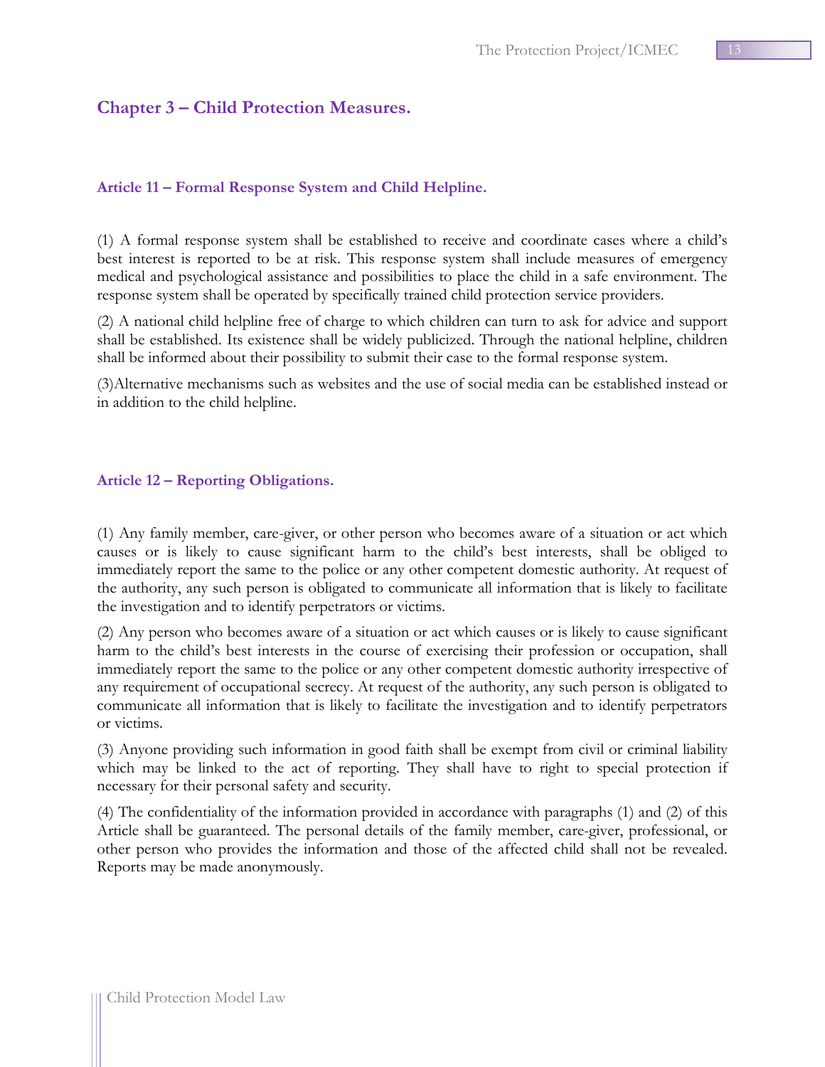## Chapter 3 – Child Protection Measures.

### Article 11 – Formal Response System and Child Helpline.

(1) A formal response system shall be established to receive and coordinate cases where a child's best interest is reported to be at risk. This response system shall include measures of emergency medical and psychological assistance and possibilities to place the child in a safe environment. The response system shall be operated by specifically trained child protection service providers.

(2) A national child helpline free of charge to which children can turn to ask for advice and support shall be established. Its existence shall be widely publicized. Through the national helpline, children shall be informed about their possibility to submit their case to the formal response system.

(3)Alternative mechanisms such as websites and the use of social media can be established instead or in addition to the child helpline.

### Article 12 – Reporting Obligations.

(1) Any family member, care-giver, or other person who becomes aware of a situation or act which causes or is likely to cause significant harm to the child's best interests, shall be obliged to immediately report the same to the police or any other competent domestic authority. At request of the authority, any such person is obligated to communicate all information that is likely to facilitate the investigation and to identify perpetrators or victims.

(2) Any person who becomes aware of a situation or act which causes or is likely to cause significant harm to the child's best interests in the course of exercising their profession or occupation, shall immediately report the same to the police or any other competent domestic authority irrespective of any requirement of occupational secrecy. At request of the authority, any such person is obligated to communicate all information that is likely to facilitate the investigation and to identify perpetrators or victims.

(3) Anyone providing such information in good faith shall be exempt from civil or criminal liability which may be linked to the act of reporting. They shall have to right to special protection if necessary for their personal safety and security.

(4) The confidentiality of the information provided in accordance with paragraphs (1) and (2) of this Article shall be guaranteed. The personal details of the family member, care-giver, professional, or other person who provides the information and those of the affected child shall not be revealed. Reports may be made anonymously.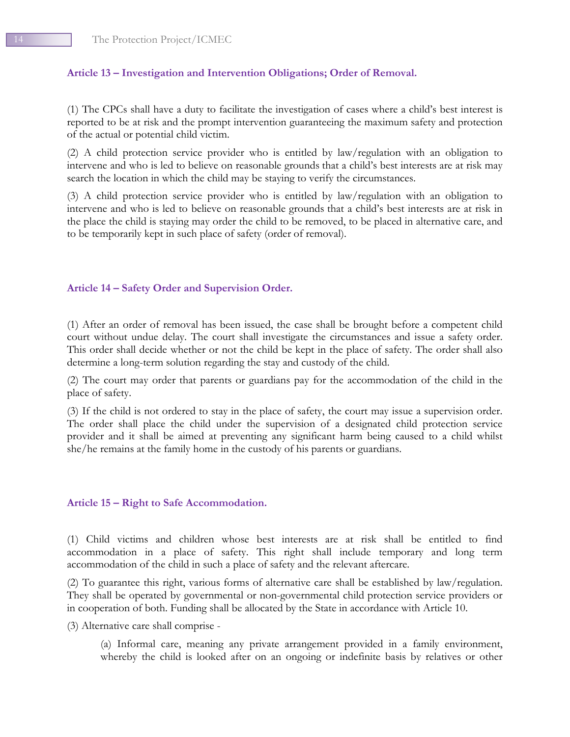### Article 13 – Investigation and Intervention Obligations; Order of Removal.

(1) The CPCs shall have a duty to facilitate the investigation of cases where a child's best interest is reported to be at risk and the prompt intervention guaranteeing the maximum safety and protection of the actual or potential child victim.

(2) A child protection service provider who is entitled by law/regulation with an obligation to intervene and who is led to believe on reasonable grounds that a child's best interests are at risk may search the location in which the child may be staying to verify the circumstances.

(3) A child protection service provider who is entitled by law/regulation with an obligation to intervene and who is led to believe on reasonable grounds that a child's best interests are at risk in the place the child is staying may order the child to be removed, to be placed in alternative care, and to be temporarily kept in such place of safety (order of removal).

### Article 14 – Safety Order and Supervision Order.

(1) After an order of removal has been issued, the case shall be brought before a competent child court without undue delay. The court shall investigate the circumstances and issue a safety order. This order shall decide whether or not the child be kept in the place of safety. The order shall also determine a long-term solution regarding the stay and custody of the child.

(2) The court may order that parents or guardians pay for the accommodation of the child in the place of safety.

(3) If the child is not ordered to stay in the place of safety, the court may issue a supervision order. The order shall place the child under the supervision of a designated child protection service provider and it shall be aimed at preventing any significant harm being caused to a child whilst she/he remains at the family home in the custody of his parents or guardians.

### Article 15 – Right to Safe Accommodation.

(1) Child victims and children whose best interests are at risk shall be entitled to find accommodation in a place of safety. This right shall include temporary and long term accommodation of the child in such a place of safety and the relevant aftercare.

(2) To guarantee this right, various forms of alternative care shall be established by law/regulation. They shall be operated by governmental or non-governmental child protection service providers or in cooperation of both. Funding shall be allocated by the State in accordance with Article 10.

(3) Alternative care shall comprise -

> (a) Informal care, meaning any private arrangement provided in a family environment, whereby the child is looked after on an ongoing or indefinite basis by relatives or other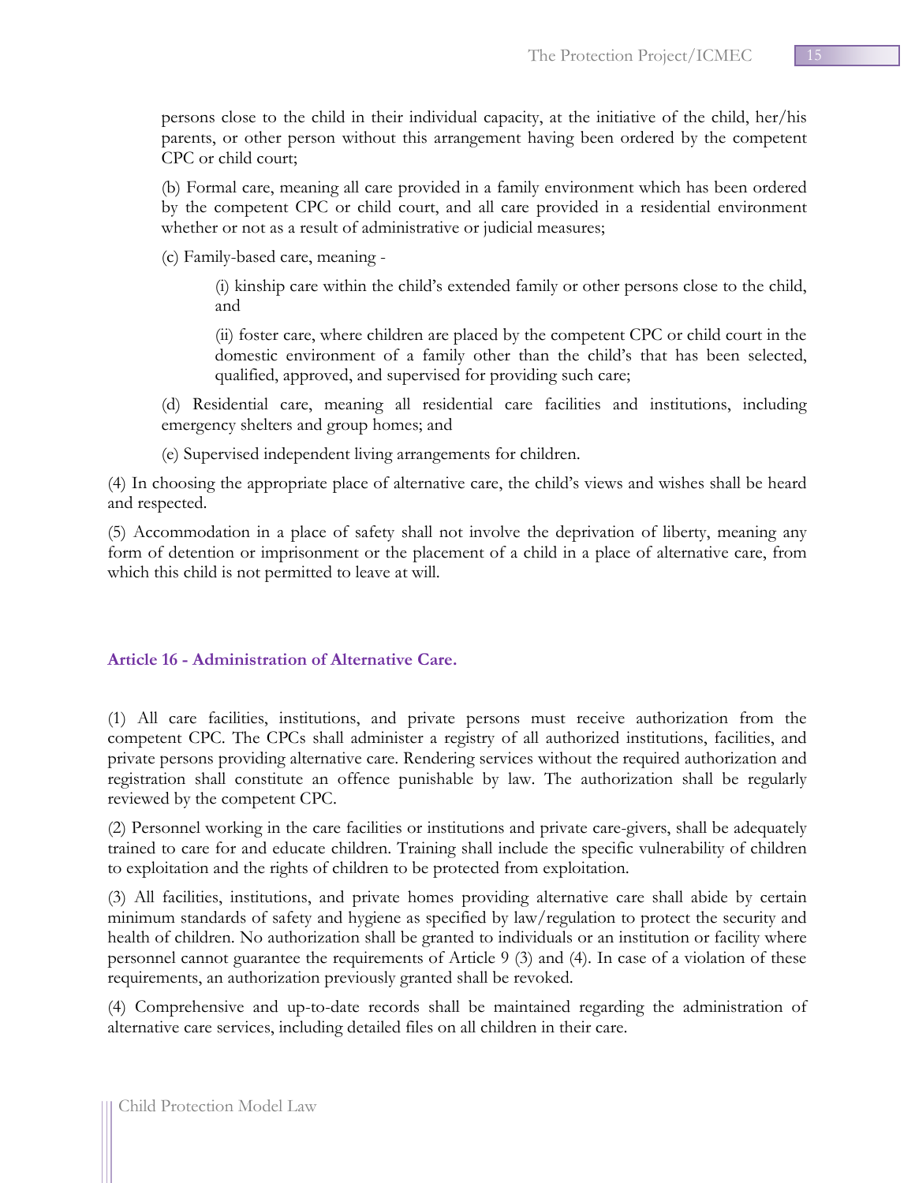persons close to the child in their individual capacity, at the initiative of the child, her/his parents, or other person without this arrangement having been ordered by the competent CPC or child court;

(b) Formal care, meaning all care provided in a family environment which has been ordered by the competent CPC or child court, and all care provided in a residential environment whether or not as a result of administrative or judicial measures;

(c) Family-based care, meaning -

(i) kinship care within the child's extended family or other persons close to the child, and

(ii) foster care, where children are placed by the competent CPC or child court in the domestic environment of a family other than the child's that has been selected, qualified, approved, and supervised for providing such care;

(d) Residential care, meaning all residential care facilities and institutions, including emergency shelters and group homes; and

(e) Supervised independent living arrangements for children.

(4) In choosing the appropriate place of alternative care, the child's views and wishes shall be heard and respected.

(5) Accommodation in a place of safety shall not involve the deprivation of liberty, meaning any form of detention or imprisonment or the placement of a child in a place of alternative care, from which this child is not permitted to leave at will.

### Article 16 - Administration of Alternative Care.

(1) All care facilities, institutions, and private persons must receive authorization from the competent CPC. The CPCs shall administer a registry of all authorized institutions, facilities, and private persons providing alternative care. Rendering services without the required authorization and registration shall constitute an offence punishable by law. The authorization shall be regularly reviewed by the competent CPC.

(2) Personnel working in the care facilities or institutions and private care-givers, shall be adequately trained to care for and educate children. Training shall include the specific vulnerability of children to exploitation and the rights of children to be protected from exploitation.

(3) All facilities, institutions, and private homes providing alternative care shall abide by certain minimum standards of safety and hygiene as specified by law/regulation to protect the security and health of children. No authorization shall be granted to individuals or an institution or facility where personnel cannot guarantee the requirements of Article 9 (3) and (4). In case of a violation of these requirements, an authorization previously granted shall be revoked.

(4) Comprehensive and up-to-date records shall be maintained regarding the administration of alternative care services, including detailed files on all children in their care.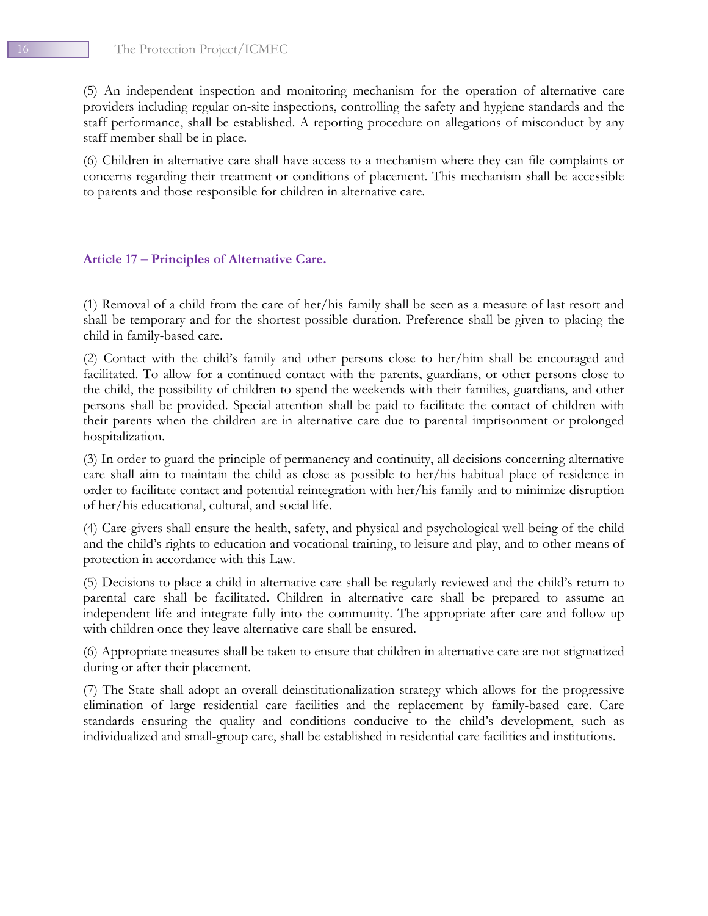(5) An independent inspection and monitoring mechanism for the operation of alternative care providers including regular on-site inspections, controlling the safety and hygiene standards and the staff performance, shall be established. A reporting procedure on allegations of misconduct by any staff member shall be in place.

(6) Children in alternative care shall have access to a mechanism where they can file complaints or concerns regarding their treatment or conditions of placement. This mechanism shall be accessible to parents and those responsible for children in alternative care.

### Article 17 – Principles of Alternative Care.

(1) Removal of a child from the care of her/his family shall be seen as a measure of last resort and shall be temporary and for the shortest possible duration. Preference shall be given to placing the child in family-based care.

(2) Contact with the child's family and other persons close to her/him shall be encouraged and facilitated. To allow for a continued contact with the parents, guardians, or other persons close to the child, the possibility of children to spend the weekends with their families, guardians, and other persons shall be provided. Special attention shall be paid to facilitate the contact of children with their parents when the children are in alternative care due to parental imprisonment or prolonged hospitalization.

(3) In order to guard the principle of permanency and continuity, all decisions concerning alternative care shall aim to maintain the child as close as possible to her/his habitual place of residence in order to facilitate contact and potential reintegration with her/his family and to minimize disruption of her/his educational, cultural, and social life.

(4) Care-givers shall ensure the health, safety, and physical and psychological well-being of the child and the child's rights to education and vocational training, to leisure and play, and to other means of protection in accordance with this Law.

(5) Decisions to place a child in alternative care shall be regularly reviewed and the child's return to parental care shall be facilitated. Children in alternative care shall be prepared to assume an independent life and integrate fully into the community. The appropriate after care and follow up with children once they leave alternative care shall be ensured.

(6) Appropriate measures shall be taken to ensure that children in alternative care are not stigmatized during or after their placement.

(7) The State shall adopt an overall deinstitutionalization strategy which allows for the progressive elimination of large residential care facilities and the replacement by family-based care. Care standards ensuring the quality and conditions conducive to the child's development, such as individualized and small-group care, shall be established in residential care facilities and institutions.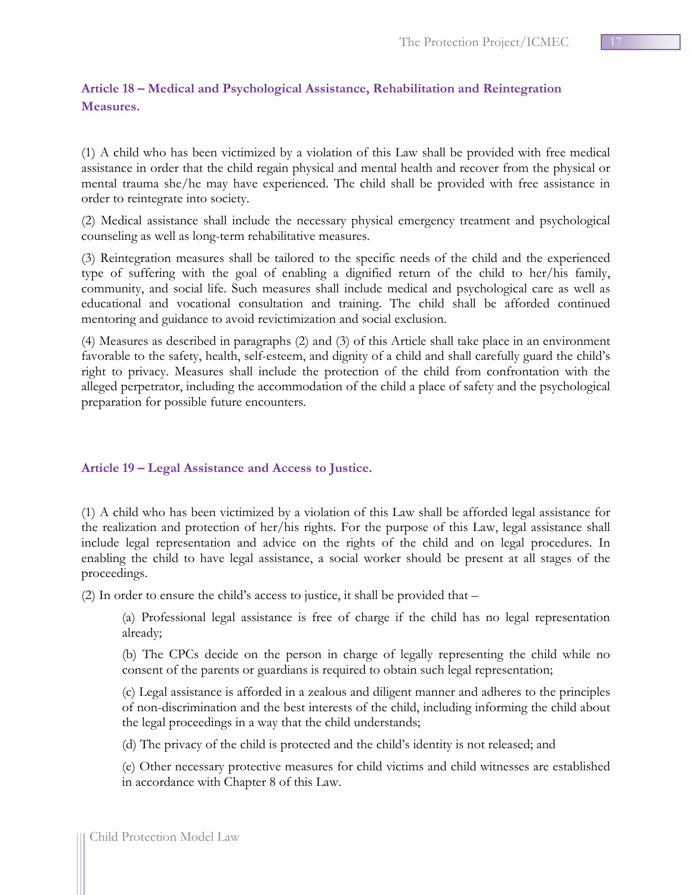### Article 18 – Medical and Psychological Assistance, Rehabilitation and Reintegration Measures.

(1) A child who has been victimized by a violation of this Law shall be provided with free medical assistance in order that the child regain physical and mental health and recover from the physical or mental trauma she/he may have experienced. The child shall be provided with free assistance in order to reintegrate into society.

(2) Medical assistance shall include the necessary physical emergency treatment and psychological counseling as well as long-term rehabilitative measures.

(3) Reintegration measures shall be tailored to the specific needs of the child and the experienced type of suffering with the goal of enabling a dignified return of the child to her/his family, community, and social life. Such measures shall include medical and psychological care as well as educational and vocational consultation and training. The child shall be afforded continued mentoring and guidance to avoid revictimization and social exclusion.

(4) Measures as described in paragraphs (2) and (3) of this Article shall take place in an environment favorable to the safety, health, self-esteem, and dignity of a child and shall carefully guard the child's right to privacy. Measures shall include the protection of the child from confrontation with the alleged perpetrator, including the accommodation of the child a place of safety and the psychological preparation for possible future encounters.

### Article 19 – Legal Assistance and Access to Justice.

(1) A child who has been victimized by a violation of this Law shall be afforded legal assistance for the realization and protection of her/his rights. For the purpose of this Law, legal assistance shall include legal representation and advice on the rights of the child and on legal procedures. In enabling the child to have legal assistance, a social worker should be present at all stages of the proceedings.

(2) In order to ensure the child's access to justice, it shall be provided that –

(a) Professional legal assistance is free of charge if the child has no legal representation already;

(b) The CPCs decide on the person in charge of legally representing the child while no consent of the parents or guardians is required to obtain such legal representation;

(c) Legal assistance is afforded in a zealous and diligent manner and adheres to the principles of non-discrimination and the best interests of the child, including informing the child about the legal proceedings in a way that the child understands;

(d) The privacy of the child is protected and the child's identity is not released; and

(e) Other necessary protective measures for child victims and child witnesses are established in accordance with Chapter 8 of this Law.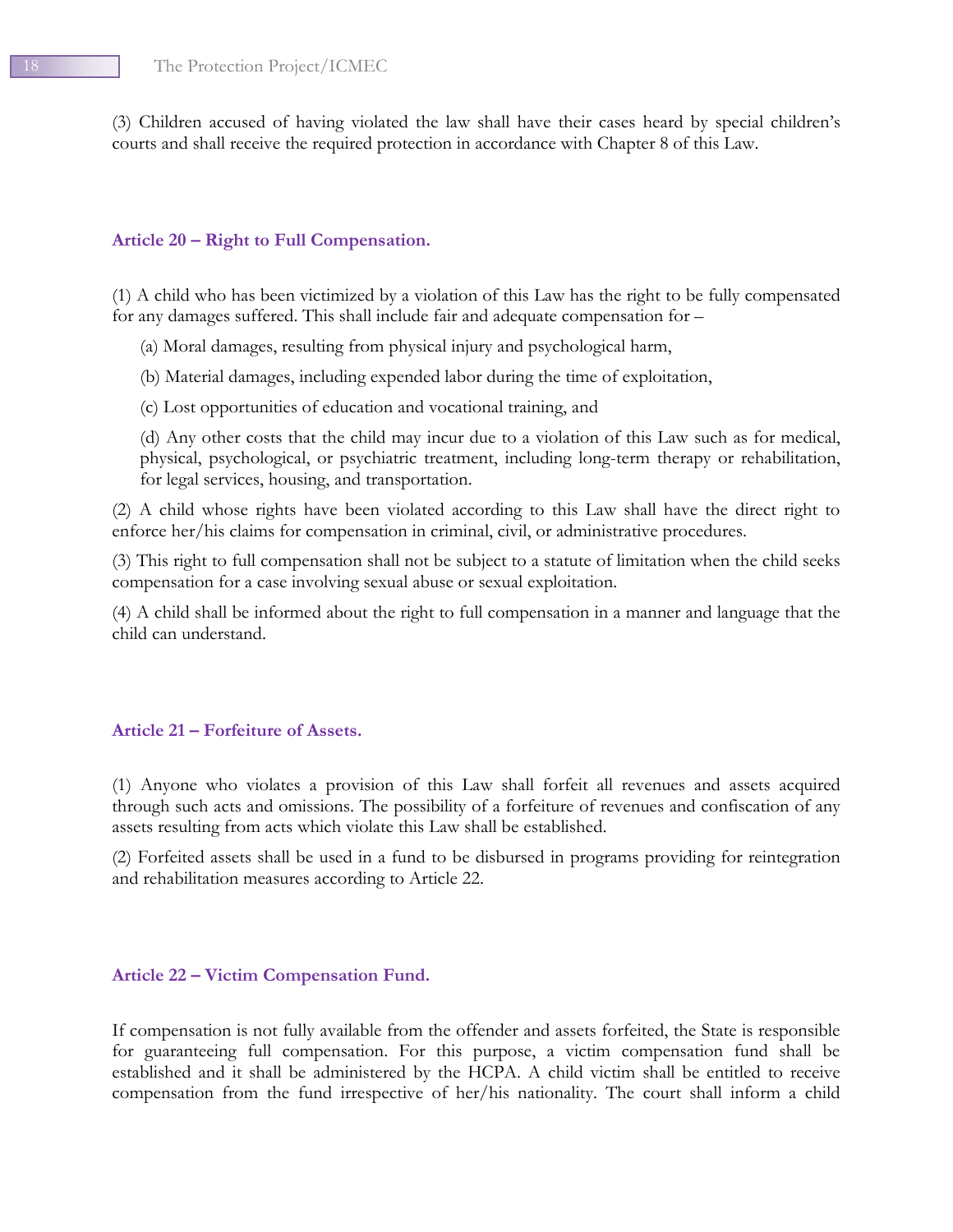(3) Children accused of having violated the law shall have their cases heard by special children's courts and shall receive the required protection in accordance with Chapter 8 of this Law.

### Article 20 – Right to Full Compensation.

(1) A child who has been victimized by a violation of this Law has the right to be fully compensated for any damages suffered. This shall include fair and adequate compensation for –

(a) Moral damages, resulting from physical injury and psychological harm,

(b) Material damages, including expended labor during the time of exploitation,

(c) Lost opportunities of education and vocational training, and

(d) Any other costs that the child may incur due to a violation of this Law such as for medical, physical, psychological, or psychiatric treatment, including long-term therapy or rehabilitation, for legal services, housing, and transportation.

(2) A child whose rights have been violated according to this Law shall have the direct right to enforce her/his claims for compensation in criminal, civil, or administrative procedures.

(3) This right to full compensation shall not be subject to a statute of limitation when the child seeks compensation for a case involving sexual abuse or sexual exploitation.

(4) A child shall be informed about the right to full compensation in a manner and language that the child can understand.

### Article 21 – Forfeiture of Assets.

(1) Anyone who violates a provision of this Law shall forfeit all revenues and assets acquired through such acts and omissions. The possibility of a forfeiture of revenues and confiscation of any assets resulting from acts which violate this Law shall be established.

(2) Forfeited assets shall be used in a fund to be disbursed in programs providing for reintegration and rehabilitation measures according to Article 22.

### Article 22 – Victim Compensation Fund.

If compensation is not fully available from the offender and assets forfeited, the State is responsible for guaranteeing full compensation. For this purpose, a victim compensation fund shall be established and it shall be administered by the HCPA. A child victim shall be entitled to receive compensation from the fund irrespective of her/his nationality. The court shall inform a child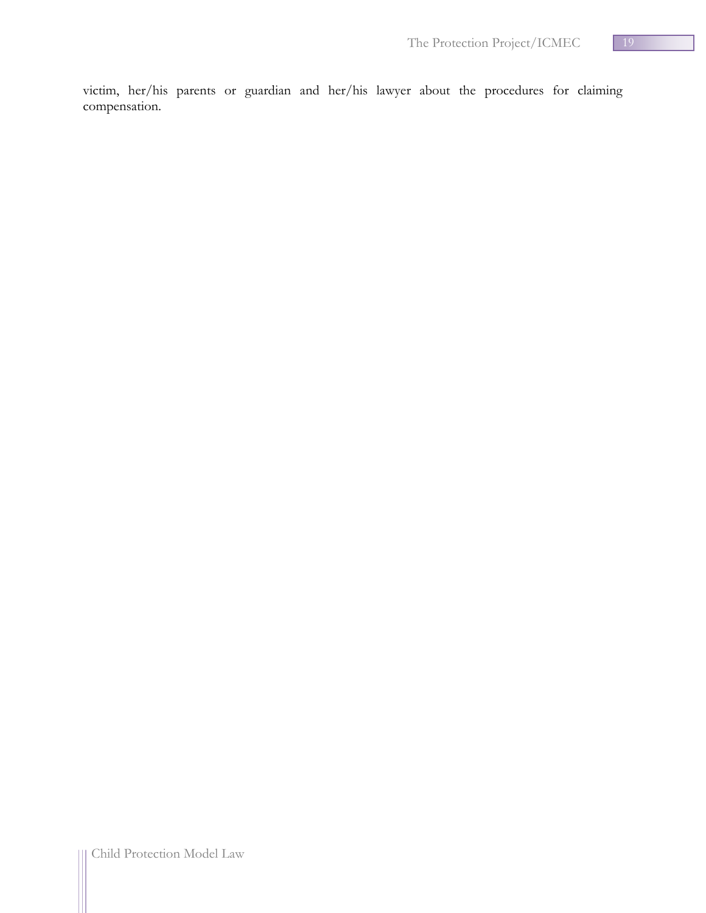victim, her/his parents or guardian and her/his lawyer about the procedures for claiming compensation.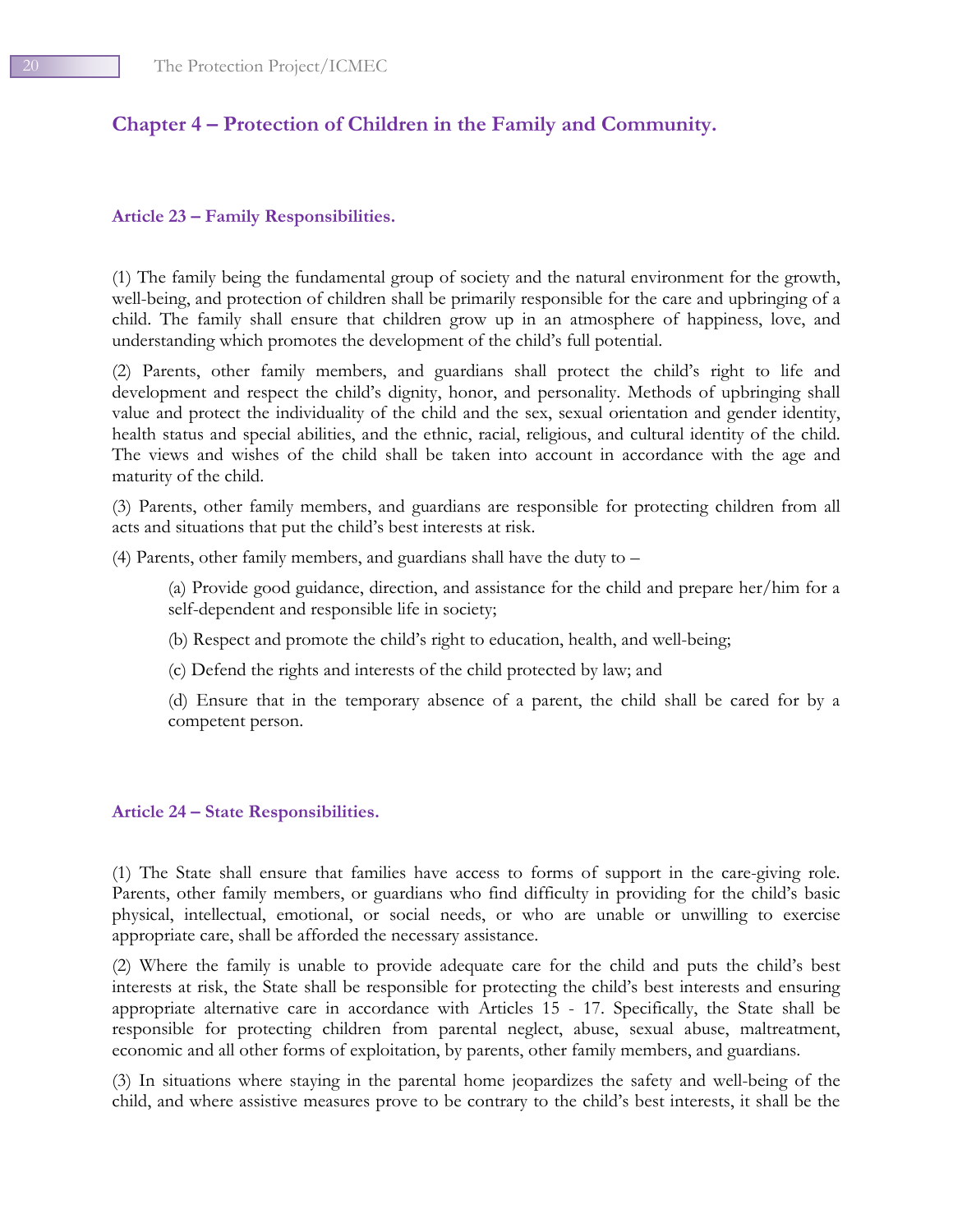## Chapter 4 – Protection of Children in the Family and Community.

### Article 23 – Family Responsibilities.

(1) The family being the fundamental group of society and the natural environment for the growth, well-being, and protection of children shall be primarily responsible for the care and upbringing of a child. The family shall ensure that children grow up in an atmosphere of happiness, love, and understanding which promotes the development of the child's full potential.

(2) Parents, other family members, and guardians shall protect the child's right to life and development and respect the child's dignity, honor, and personality. Methods of upbringing shall value and protect the individuality of the child and the sex, sexual orientation and gender identity, health status and special abilities, and the ethnic, racial, religious, and cultural identity of the child. The views and wishes of the child shall be taken into account in accordance with the age and maturity of the child.

(3) Parents, other family members, and guardians are responsible for protecting children from all acts and situations that put the child's best interests at risk.

(4) Parents, other family members, and guardians shall have the duty to –

> (a) Provide good guidance, direction, and assistance for the child and prepare her/him for a self-dependent and responsible life in society;
>
> (b) Respect and promote the child's right to education, health, and well-being;
>
> (c) Defend the rights and interests of the child protected by law; and
>
> (d) Ensure that in the temporary absence of a parent, the child shall be cared for by a competent person.

### Article 24 – State Responsibilities.

(1) The State shall ensure that families have access to forms of support in the care-giving role. Parents, other family members, or guardians who find difficulty in providing for the child's basic physical, intellectual, emotional, or social needs, or who are unable or unwilling to exercise appropriate care, shall be afforded the necessary assistance.

(2) Where the family is unable to provide adequate care for the child and puts the child's best interests at risk, the State shall be responsible for protecting the child's best interests and ensuring appropriate alternative care in accordance with Articles 15 - 17. Specifically, the State shall be responsible for protecting children from parental neglect, abuse, sexual abuse, maltreatment, economic and all other forms of exploitation, by parents, other family members, and guardians.

(3) In situations where staying in the parental home jeopardizes the safety and well-being of the child, and where assistive measures prove to be contrary to the child's best interests, it shall be the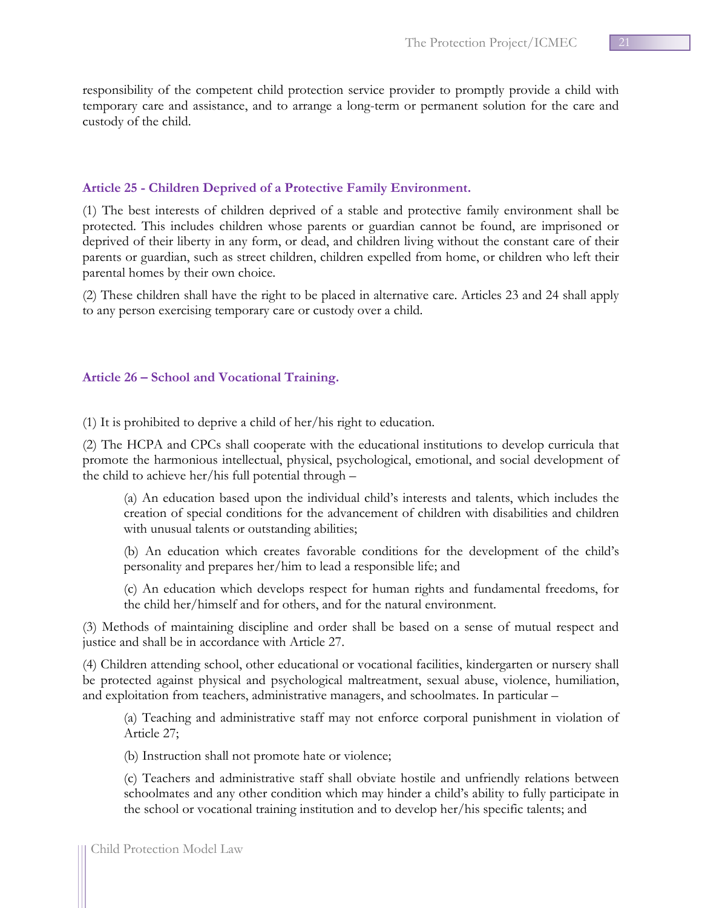responsibility of the competent child protection service provider to promptly provide a child with temporary care and assistance, and to arrange a long-term or permanent solution for the care and custody of the child.

### Article 25 - Children Deprived of a Protective Family Environment.

(1) The best interests of children deprived of a stable and protective family environment shall be protected. This includes children whose parents or guardian cannot be found, are imprisoned or deprived of their liberty in any form, or dead, and children living without the constant care of their parents or guardian, such as street children, children expelled from home, or children who left their parental homes by their own choice.

(2) These children shall have the right to be placed in alternative care. Articles 23 and 24 shall apply to any person exercising temporary care or custody over a child.

### Article 26 – School and Vocational Training.

(1) It is prohibited to deprive a child of her/his right to education.

(2) The HCPA and CPCs shall cooperate with the educational institutions to develop curricula that promote the harmonious intellectual, physical, psychological, emotional, and social development of the child to achieve her/his full potential through –

> (a) An education based upon the individual child's interests and talents, which includes the creation of special conditions for the advancement of children with disabilities and children with unusual talents or outstanding abilities;
>
> (b) An education which creates favorable conditions for the development of the child's personality and prepares her/him to lead a responsible life; and
>
> (c) An education which develops respect for human rights and fundamental freedoms, for the child her/himself and for others, and for the natural environment.

(3) Methods of maintaining discipline and order shall be based on a sense of mutual respect and justice and shall be in accordance with Article 27.

(4) Children attending school, other educational or vocational facilities, kindergarten or nursery shall be protected against physical and psychological maltreatment, sexual abuse, violence, humiliation, and exploitation from teachers, administrative managers, and schoolmates. In particular –

> (a) Teaching and administrative staff may not enforce corporal punishment in violation of Article 27;
>
> (b) Instruction shall not promote hate or violence;
>
> (c) Teachers and administrative staff shall obviate hostile and unfriendly relations between schoolmates and any other condition which may hinder a child's ability to fully participate in the school or vocational training institution and to develop her/his specific talents; and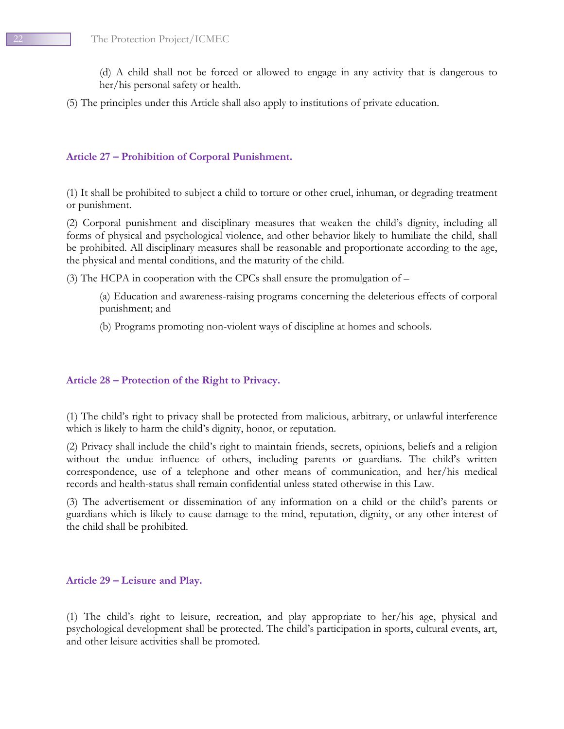(d) A child shall not be forced or allowed to engage in any activity that is dangerous to her/his personal safety or health.

(5) The principles under this Article shall also apply to institutions of private education.

### Article 27 – Prohibition of Corporal Punishment.

(1) It shall be prohibited to subject a child to torture or other cruel, inhuman, or degrading treatment or punishment.

(2) Corporal punishment and disciplinary measures that weaken the child's dignity, including all forms of physical and psychological violence, and other behavior likely to humiliate the child, shall be prohibited. All disciplinary measures shall be reasonable and proportionate according to the age, the physical and mental conditions, and the maturity of the child.

(3) The HCPA in cooperation with the CPCs shall ensure the promulgation of –

(a) Education and awareness-raising programs concerning the deleterious effects of corporal punishment; and

(b) Programs promoting non-violent ways of discipline at homes and schools.

### Article 28 – Protection of the Right to Privacy.

(1) The child's right to privacy shall be protected from malicious, arbitrary, or unlawful interference which is likely to harm the child's dignity, honor, or reputation.

(2) Privacy shall include the child's right to maintain friends, secrets, opinions, beliefs and a religion without the undue influence of others, including parents or guardians. The child's written correspondence, use of a telephone and other means of communication, and her/his medical records and health-status shall remain confidential unless stated otherwise in this Law.

(3) The advertisement or dissemination of any information on a child or the child's parents or guardians which is likely to cause damage to the mind, reputation, dignity, or any other interest of the child shall be prohibited.

### Article 29 – Leisure and Play.

(1) The child's right to leisure, recreation, and play appropriate to her/his age, physical and psychological development shall be protected. The child's participation in sports, cultural events, art, and other leisure activities shall be promoted.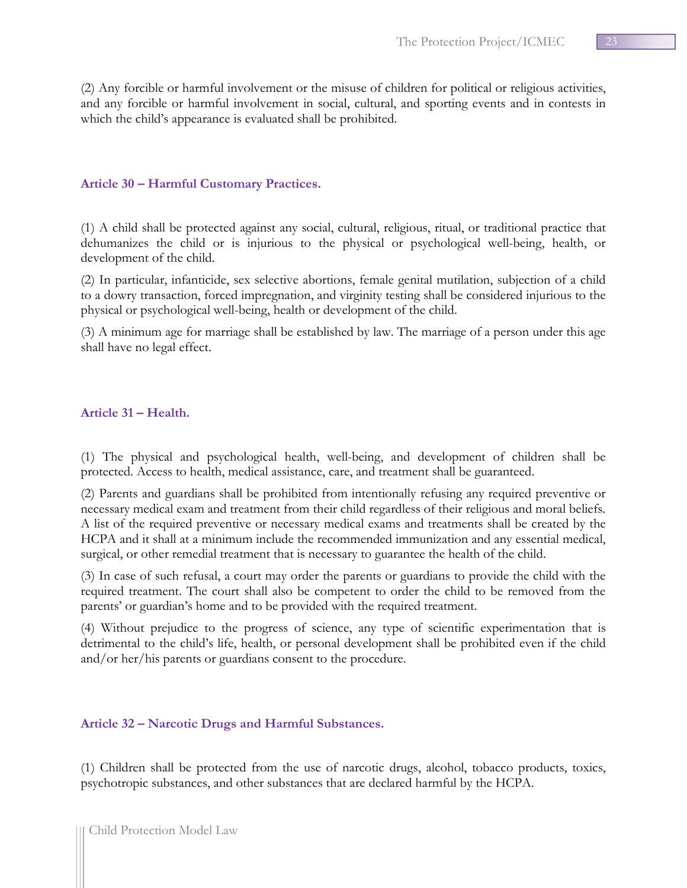(2) Any forcible or harmful involvement or the misuse of children for political or religious activities, and any forcible or harmful involvement in social, cultural, and sporting events and in contests in which the child's appearance is evaluated shall be prohibited.

### Article 30 – Harmful Customary Practices.

(1) A child shall be protected against any social, cultural, religious, ritual, or traditional practice that dehumanizes the child or is injurious to the physical or psychological well-being, health, or development of the child.

(2) In particular, infanticide, sex selective abortions, female genital mutilation, subjection of a child to a dowry transaction, forced impregnation, and virginity testing shall be considered injurious to the physical or psychological well-being, health or development of the child.

(3) A minimum age for marriage shall be established by law. The marriage of a person under this age shall have no legal effect.

### Article 31 – Health.

(1) The physical and psychological health, well-being, and development of children shall be protected. Access to health, medical assistance, care, and treatment shall be guaranteed.

(2) Parents and guardians shall be prohibited from intentionally refusing any required preventive or necessary medical exam and treatment from their child regardless of their religious and moral beliefs. A list of the required preventive or necessary medical exams and treatments shall be created by the HCPA and it shall at a minimum include the recommended immunization and any essential medical, surgical, or other remedial treatment that is necessary to guarantee the health of the child.

(3) In case of such refusal, a court may order the parents or guardians to provide the child with the required treatment. The court shall also be competent to order the child to be removed from the parents' or guardian's home and to be provided with the required treatment.

(4) Without prejudice to the progress of science, any type of scientific experimentation that is detrimental to the child's life, health, or personal development shall be prohibited even if the child and/or her/his parents or guardians consent to the procedure.

### Article 32 – Narcotic Drugs and Harmful Substances.

(1) Children shall be protected from the use of narcotic drugs, alcohol, tobacco products, toxics, psychotropic substances, and other substances that are declared harmful by the HCPA.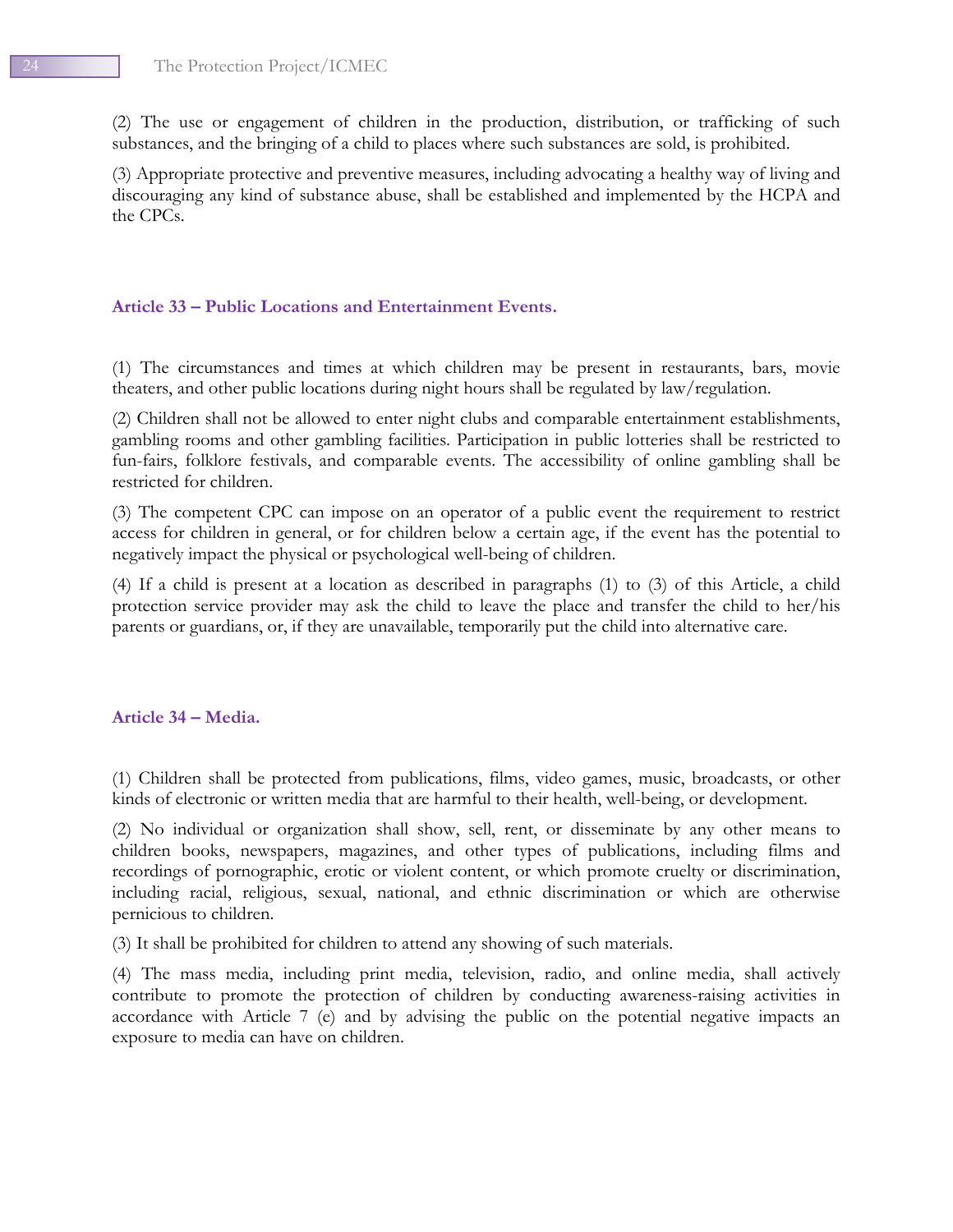(2) The use or engagement of children in the production, distribution, or trafficking of such substances, and the bringing of a child to places where such substances are sold, is prohibited.

(3) Appropriate protective and preventive measures, including advocating a healthy way of living and discouraging any kind of substance abuse, shall be established and implemented by the HCPA and the CPCs.

### Article 33 – Public Locations and Entertainment Events.

(1) The circumstances and times at which children may be present in restaurants, bars, movie theaters, and other public locations during night hours shall be regulated by law/regulation.

(2) Children shall not be allowed to enter night clubs and comparable entertainment establishments, gambling rooms and other gambling facilities. Participation in public lotteries shall be restricted to fun-fairs, folklore festivals, and comparable events. The accessibility of online gambling shall be restricted for children.

(3) The competent CPC can impose on an operator of a public event the requirement to restrict access for children in general, or for children below a certain age, if the event has the potential to negatively impact the physical or psychological well-being of children.

(4) If a child is present at a location as described in paragraphs (1) to (3) of this Article, a child protection service provider may ask the child to leave the place and transfer the child to her/his parents or guardians, or, if they are unavailable, temporarily put the child into alternative care.

### Article 34 – Media.

(1) Children shall be protected from publications, films, video games, music, broadcasts, or other kinds of electronic or written media that are harmful to their health, well-being, or development.

(2) No individual or organization shall show, sell, rent, or disseminate by any other means to children books, newspapers, magazines, and other types of publications, including films and recordings of pornographic, erotic or violent content, or which promote cruelty or discrimination, including racial, religious, sexual, national, and ethnic discrimination or which are otherwise pernicious to children.

(3) It shall be prohibited for children to attend any showing of such materials.

(4) The mass media, including print media, television, radio, and online media, shall actively contribute to promote the protection of children by conducting awareness-raising activities in accordance with Article 7 (e) and by advising the public on the potential negative impacts an exposure to media can have on children.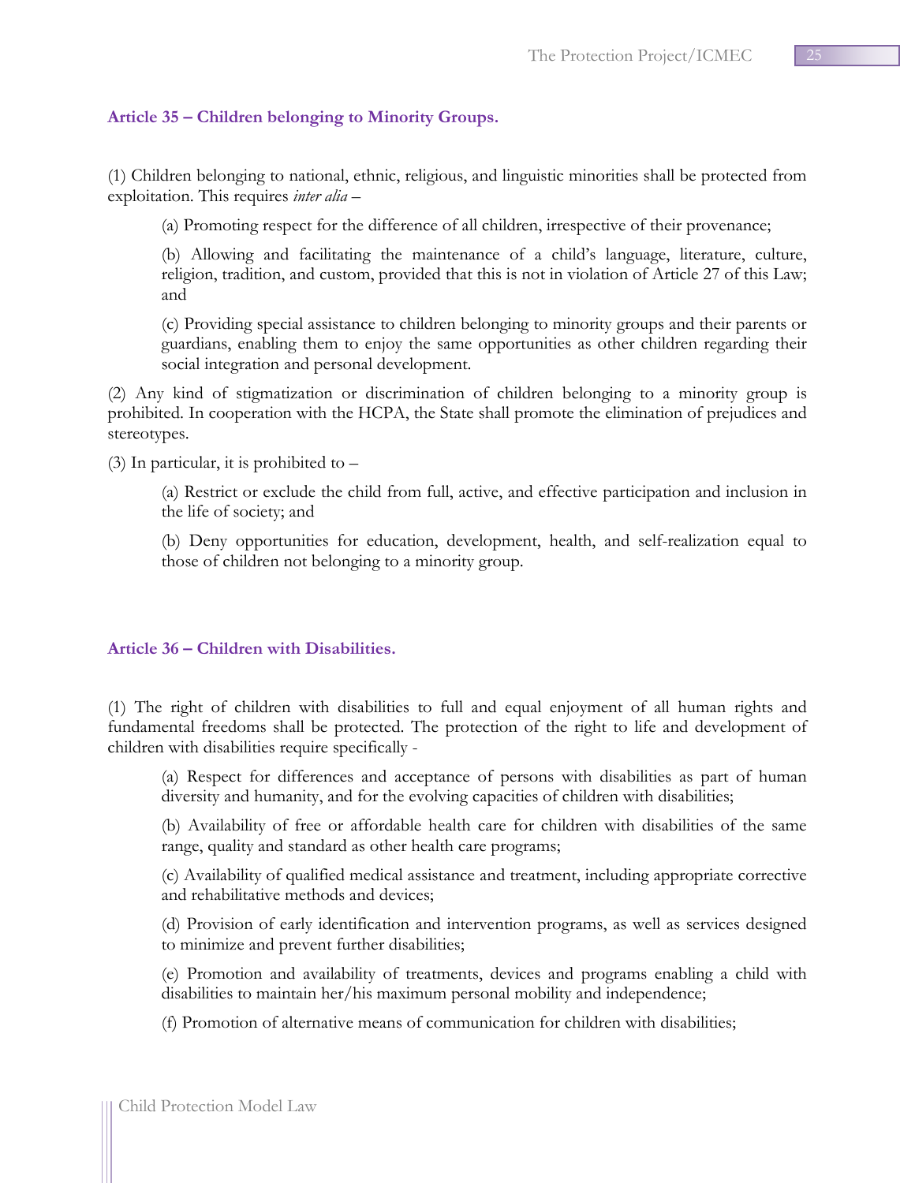### Article 35 – Children belonging to Minority Groups.

(1) Children belonging to national, ethnic, religious, and linguistic minorities shall be protected from exploitation. This requires *inter alia* –

(a) Promoting respect for the difference of all children, irrespective of their provenance;

(b) Allowing and facilitating the maintenance of a child's language, literature, culture, religion, tradition, and custom, provided that this is not in violation of Article 27 of this Law; and

(c) Providing special assistance to children belonging to minority groups and their parents or guardians, enabling them to enjoy the same opportunities as other children regarding their social integration and personal development.

(2) Any kind of stigmatization or discrimination of children belonging to a minority group is prohibited. In cooperation with the HCPA, the State shall promote the elimination of prejudices and stereotypes.

(3) In particular, it is prohibited to –

(a) Restrict or exclude the child from full, active, and effective participation and inclusion in the life of society; and

(b) Deny opportunities for education, development, health, and self-realization equal to those of children not belonging to a minority group.

### Article 36 – Children with Disabilities.

(1) The right of children with disabilities to full and equal enjoyment of all human rights and fundamental freedoms shall be protected. The protection of the right to life and development of children with disabilities require specifically -

(a) Respect for differences and acceptance of persons with disabilities as part of human diversity and humanity, and for the evolving capacities of children with disabilities;

(b) Availability of free or affordable health care for children with disabilities of the same range, quality and standard as other health care programs;

(c) Availability of qualified medical assistance and treatment, including appropriate corrective and rehabilitative methods and devices;

(d) Provision of early identification and intervention programs, as well as services designed to minimize and prevent further disabilities;

(e) Promotion and availability of treatments, devices and programs enabling a child with disabilities to maintain her/his maximum personal mobility and independence;

(f) Promotion of alternative means of communication for children with disabilities;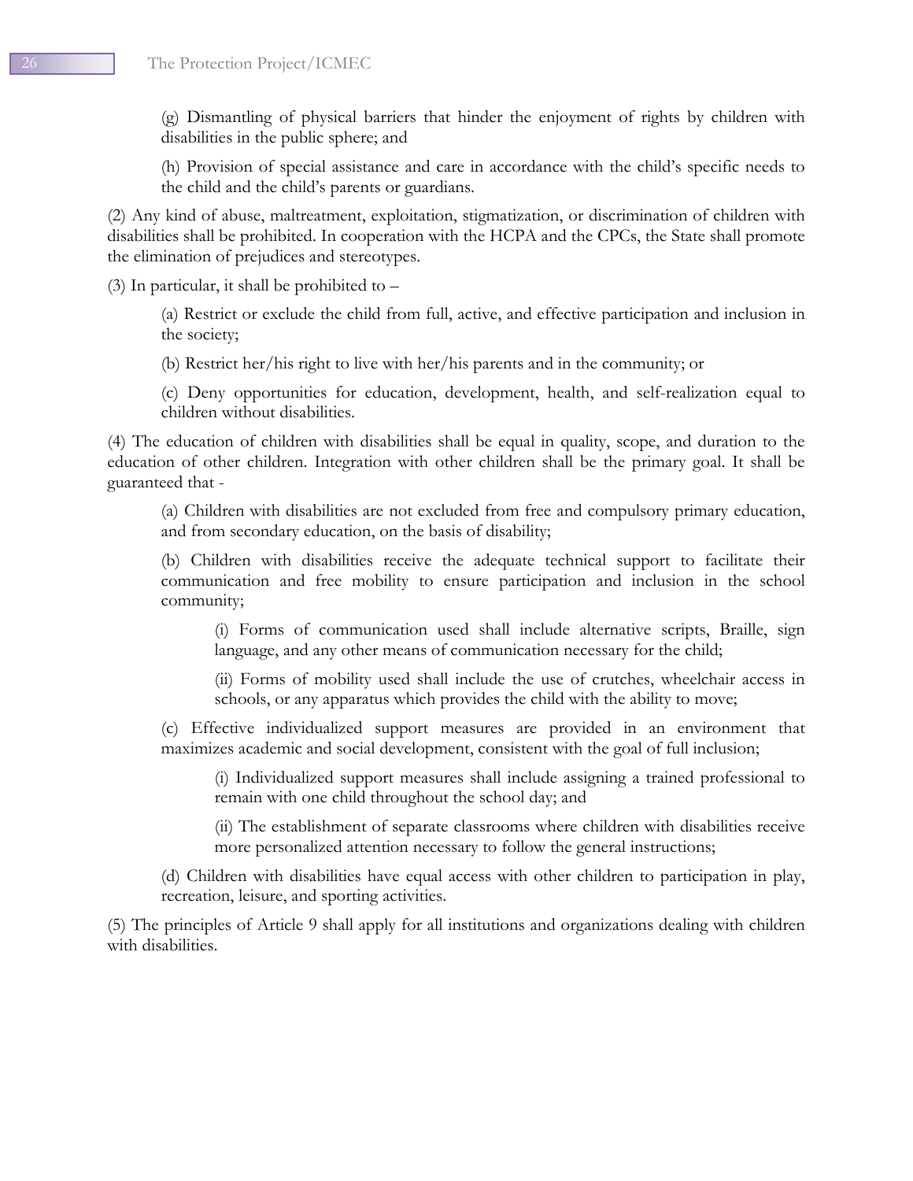(g) Dismantling of physical barriers that hinder the enjoyment of rights by children with disabilities in the public sphere; and

(h) Provision of special assistance and care in accordance with the child's specific needs to the child and the child's parents or guardians.

(2) Any kind of abuse, maltreatment, exploitation, stigmatization, or discrimination of children with disabilities shall be prohibited. In cooperation with the HCPA and the CPCs, the State shall promote the elimination of prejudices and stereotypes.

(3) In particular, it shall be prohibited to –

(a) Restrict or exclude the child from full, active, and effective participation and inclusion in the society;

(b) Restrict her/his right to live with her/his parents and in the community; or

(c) Deny opportunities for education, development, health, and self-realization equal to children without disabilities.

(4) The education of children with disabilities shall be equal in quality, scope, and duration to the education of other children. Integration with other children shall be the primary goal. It shall be guaranteed that -

(a) Children with disabilities are not excluded from free and compulsory primary education, and from secondary education, on the basis of disability;

(b) Children with disabilities receive the adequate technical support to facilitate their communication and free mobility to ensure participation and inclusion in the school community;

(i) Forms of communication used shall include alternative scripts, Braille, sign language, and any other means of communication necessary for the child;

(ii) Forms of mobility used shall include the use of crutches, wheelchair access in schools, or any apparatus which provides the child with the ability to move;

(c) Effective individualized support measures are provided in an environment that maximizes academic and social development, consistent with the goal of full inclusion;

(i) Individualized support measures shall include assigning a trained professional to remain with one child throughout the school day; and

(ii) The establishment of separate classrooms where children with disabilities receive more personalized attention necessary to follow the general instructions;

(d) Children with disabilities have equal access with other children to participation in play, recreation, leisure, and sporting activities.

(5) The principles of Article 9 shall apply for all institutions and organizations dealing with children with disabilities.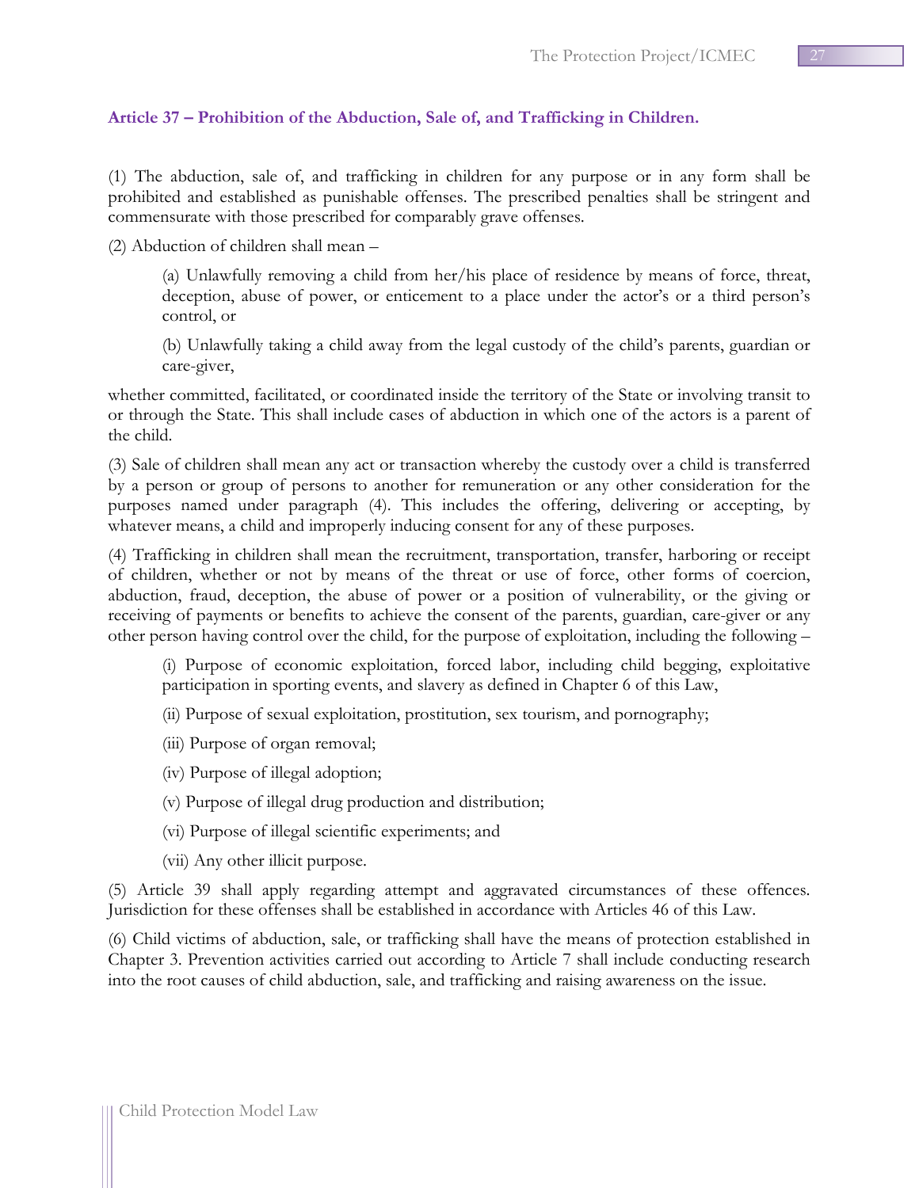### Article 37 – Prohibition of the Abduction, Sale of, and Trafficking in Children.

(1) The abduction, sale of, and trafficking in children for any purpose or in any form shall be prohibited and established as punishable offenses. The prescribed penalties shall be stringent and commensurate with those prescribed for comparably grave offenses.

(2) Abduction of children shall mean –

> (a) Unlawfully removing a child from her/his place of residence by means of force, threat, deception, abuse of power, or enticement to a place under the actor's or a third person's control, or
>
> (b) Unlawfully taking a child away from the legal custody of the child's parents, guardian or care-giver,

whether committed, facilitated, or coordinated inside the territory of the State or involving transit to or through the State. This shall include cases of abduction in which one of the actors is a parent of the child.

(3) Sale of children shall mean any act or transaction whereby the custody over a child is transferred by a person or group of persons to another for remuneration or any other consideration for the purposes named under paragraph (4). This includes the offering, delivering or accepting, by whatever means, a child and improperly inducing consent for any of these purposes.

(4) Trafficking in children shall mean the recruitment, transportation, transfer, harboring or receipt of children, whether or not by means of the threat or use of force, other forms of coercion, abduction, fraud, deception, the abuse of power or a position of vulnerability, or the giving or receiving of payments or benefits to achieve the consent of the parents, guardian, care-giver or any other person having control over the child, for the purpose of exploitation, including the following –

> (i) Purpose of economic exploitation, forced labor, including child begging, exploitative participation in sporting events, and slavery as defined in Chapter 6 of this Law,
>
> (ii) Purpose of sexual exploitation, prostitution, sex tourism, and pornography;
>
> (iii) Purpose of organ removal;
>
> (iv) Purpose of illegal adoption;
>
> (v) Purpose of illegal drug production and distribution;
>
> (vi) Purpose of illegal scientific experiments; and
>
> (vii) Any other illicit purpose.

(5) Article 39 shall apply regarding attempt and aggravated circumstances of these offences. Jurisdiction for these offenses shall be established in accordance with Articles 46 of this Law.

(6) Child victims of abduction, sale, or trafficking shall have the means of protection established in Chapter 3. Prevention activities carried out according to Article 7 shall include conducting research into the root causes of child abduction, sale, and trafficking and raising awareness on the issue.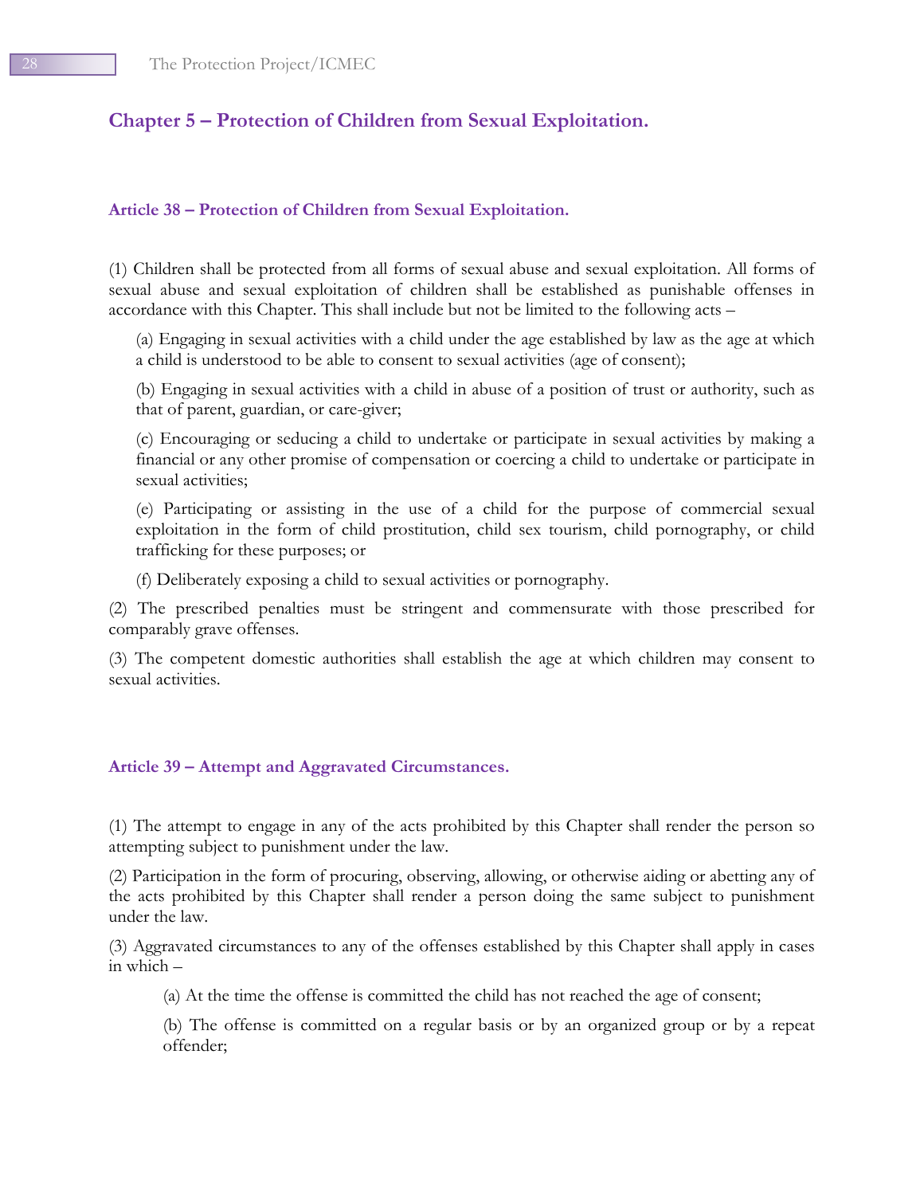## Chapter 5 – Protection of Children from Sexual Exploitation.

### Article 38 – Protection of Children from Sexual Exploitation.

(1) Children shall be protected from all forms of sexual abuse and sexual exploitation. All forms of sexual abuse and sexual exploitation of children shall be established as punishable offenses in accordance with this Chapter. This shall include but not be limited to the following acts –

(a) Engaging in sexual activities with a child under the age established by law as the age at which a child is understood to be able to consent to sexual activities (age of consent);

(b) Engaging in sexual activities with a child in abuse of a position of trust or authority, such as that of parent, guardian, or care-giver;

(c) Encouraging or seducing a child to undertake or participate in sexual activities by making a financial or any other promise of compensation or coercing a child to undertake or participate in sexual activities;

(e) Participating or assisting in the use of a child for the purpose of commercial sexual exploitation in the form of child prostitution, child sex tourism, child pornography, or child trafficking for these purposes; or

(f) Deliberately exposing a child to sexual activities or pornography.

(2) The prescribed penalties must be stringent and commensurate with those prescribed for comparably grave offenses.

(3) The competent domestic authorities shall establish the age at which children may consent to sexual activities.

### Article 39 – Attempt and Aggravated Circumstances.

(1) The attempt to engage in any of the acts prohibited by this Chapter shall render the person so attempting subject to punishment under the law.

(2) Participation in the form of procuring, observing, allowing, or otherwise aiding or abetting any of the acts prohibited by this Chapter shall render a person doing the same subject to punishment under the law.

(3) Aggravated circumstances to any of the offenses established by this Chapter shall apply in cases in which –

(a) At the time the offense is committed the child has not reached the age of consent;

(b) The offense is committed on a regular basis or by an organized group or by a repeat offender;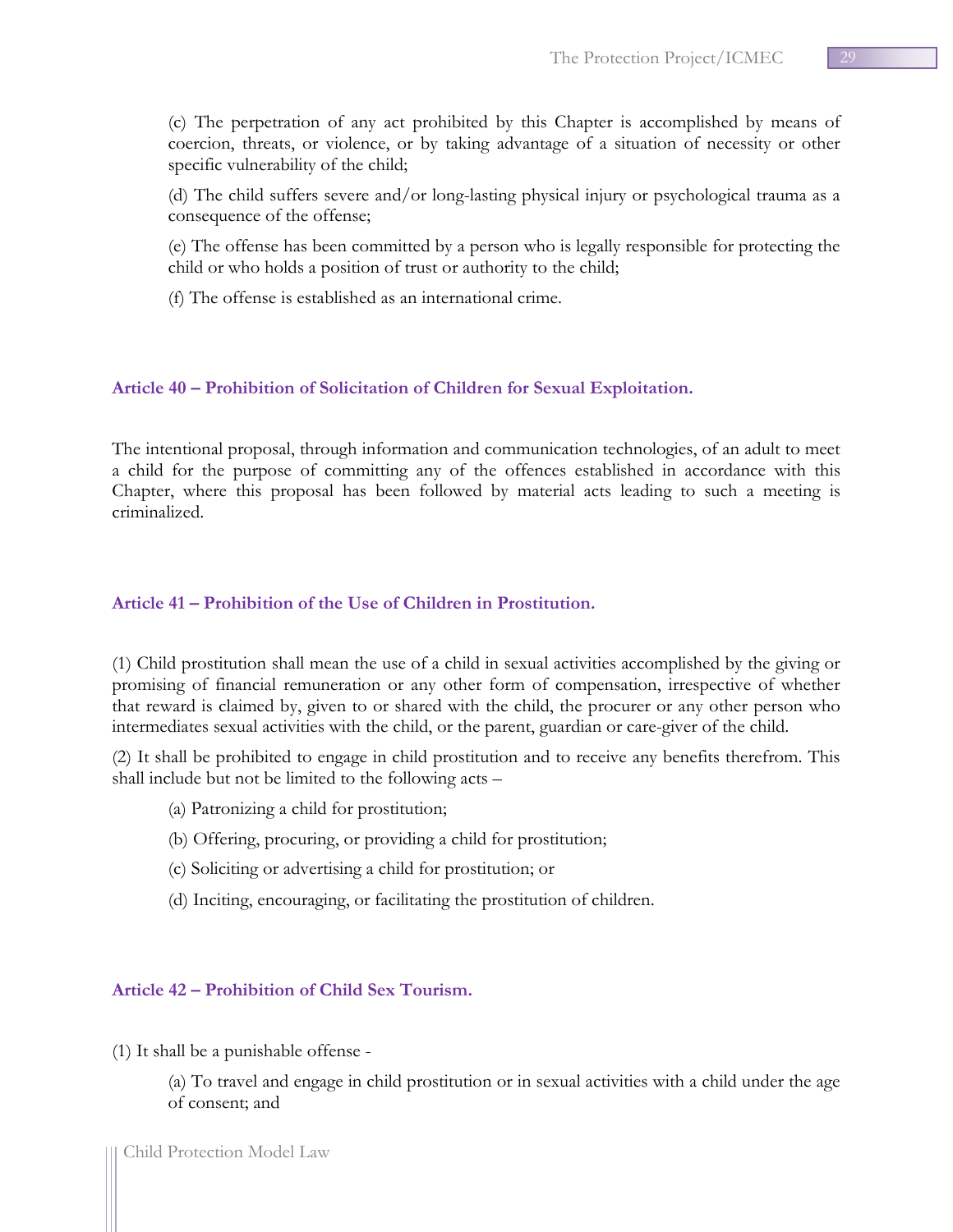(c) The perpetration of any act prohibited by this Chapter is accomplished by means of coercion, threats, or violence, or by taking advantage of a situation of necessity or other specific vulnerability of the child;

(d) The child suffers severe and/or long-lasting physical injury or psychological trauma as a consequence of the offense;

(e) The offense has been committed by a person who is legally responsible for protecting the child or who holds a position of trust or authority to the child;

(f) The offense is established as an international crime.

### Article 40 – Prohibition of Solicitation of Children for Sexual Exploitation.

The intentional proposal, through information and communication technologies, of an adult to meet a child for the purpose of committing any of the offences established in accordance with this Chapter, where this proposal has been followed by material acts leading to such a meeting is criminalized.

### Article 41 – Prohibition of the Use of Children in Prostitution.

(1) Child prostitution shall mean the use of a child in sexual activities accomplished by the giving or promising of financial remuneration or any other form of compensation, irrespective of whether that reward is claimed by, given to or shared with the child, the procurer or any other person who intermediates sexual activities with the child, or the parent, guardian or care-giver of the child.

(2) It shall be prohibited to engage in child prostitution and to receive any benefits therefrom. This shall include but not be limited to the following acts –

(a) Patronizing a child for prostitution;

(b) Offering, procuring, or providing a child for prostitution;

(c) Soliciting or advertising a child for prostitution; or

(d) Inciting, encouraging, or facilitating the prostitution of children.

### Article 42 – Prohibition of Child Sex Tourism.

(1) It shall be a punishable offense -

(a) To travel and engage in child prostitution or in sexual activities with a child under the age of consent; and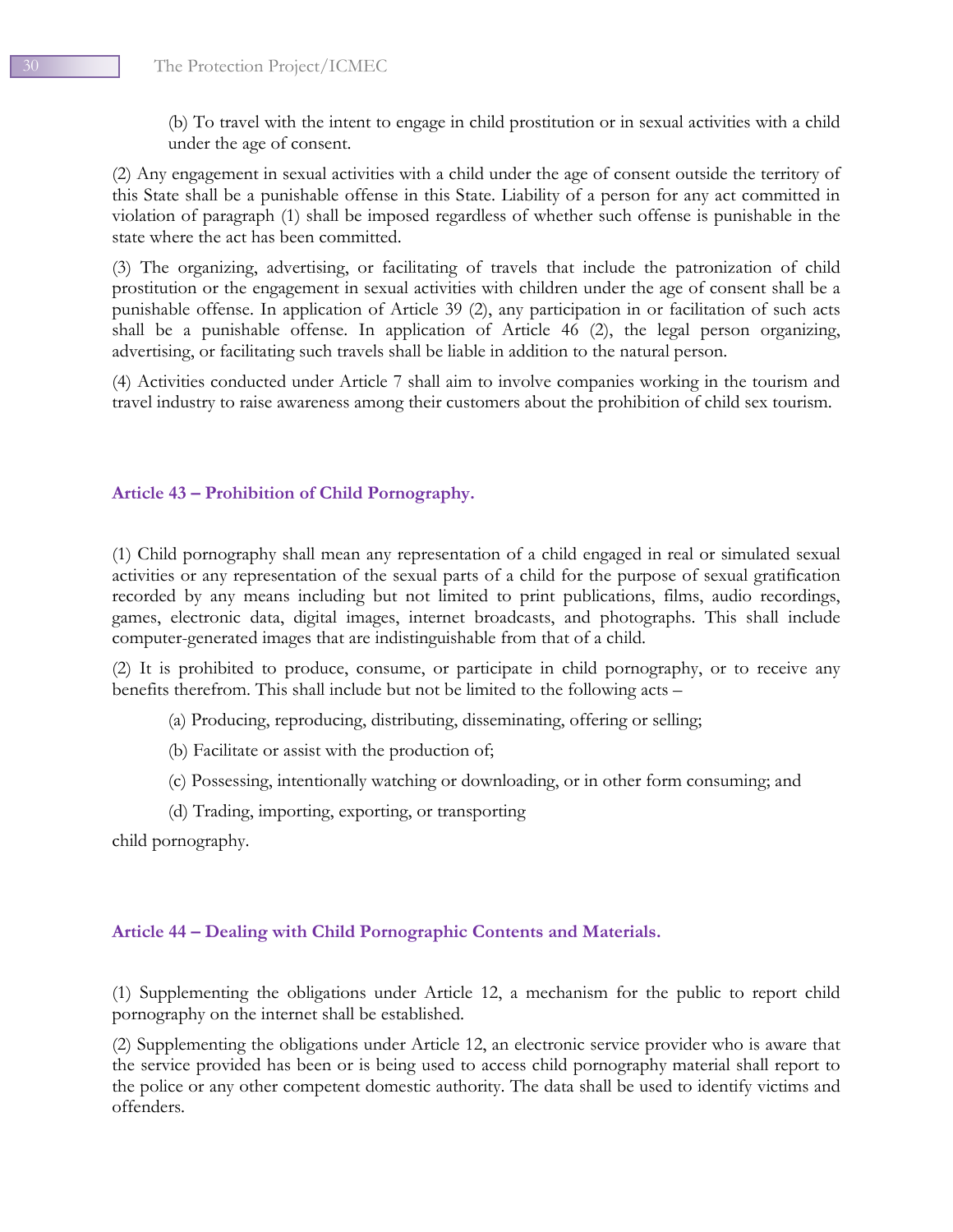(b) To travel with the intent to engage in child prostitution or in sexual activities with a child under the age of consent.

(2) Any engagement in sexual activities with a child under the age of consent outside the territory of this State shall be a punishable offense in this State. Liability of a person for any act committed in violation of paragraph (1) shall be imposed regardless of whether such offense is punishable in the state where the act has been committed.

(3) The organizing, advertising, or facilitating of travels that include the patronization of child prostitution or the engagement in sexual activities with children under the age of consent shall be a punishable offense. In application of Article 39 (2), any participation in or facilitation of such acts shall be a punishable offense. In application of Article 46 (2), the legal person organizing, advertising, or facilitating such travels shall be liable in addition to the natural person.

(4) Activities conducted under Article 7 shall aim to involve companies working in the tourism and travel industry to raise awareness among their customers about the prohibition of child sex tourism.

### Article 43 – Prohibition of Child Pornography.

(1) Child pornography shall mean any representation of a child engaged in real or simulated sexual activities or any representation of the sexual parts of a child for the purpose of sexual gratification recorded by any means including but not limited to print publications, films, audio recordings, games, electronic data, digital images, internet broadcasts, and photographs. This shall include computer-generated images that are indistinguishable from that of a child.

(2) It is prohibited to produce, consume, or participate in child pornography, or to receive any benefits therefrom. This shall include but not be limited to the following acts –

(a) Producing, reproducing, distributing, disseminating, offering or selling;

(b) Facilitate or assist with the production of;

(c) Possessing, intentionally watching or downloading, or in other form consuming; and

(d) Trading, importing, exporting, or transporting

child pornography.

### Article 44 – Dealing with Child Pornographic Contents and Materials.

(1) Supplementing the obligations under Article 12, a mechanism for the public to report child pornography on the internet shall be established.

(2) Supplementing the obligations under Article 12, an electronic service provider who is aware that the service provided has been or is being used to access child pornography material shall report to the police or any other competent domestic authority. The data shall be used to identify victims and offenders.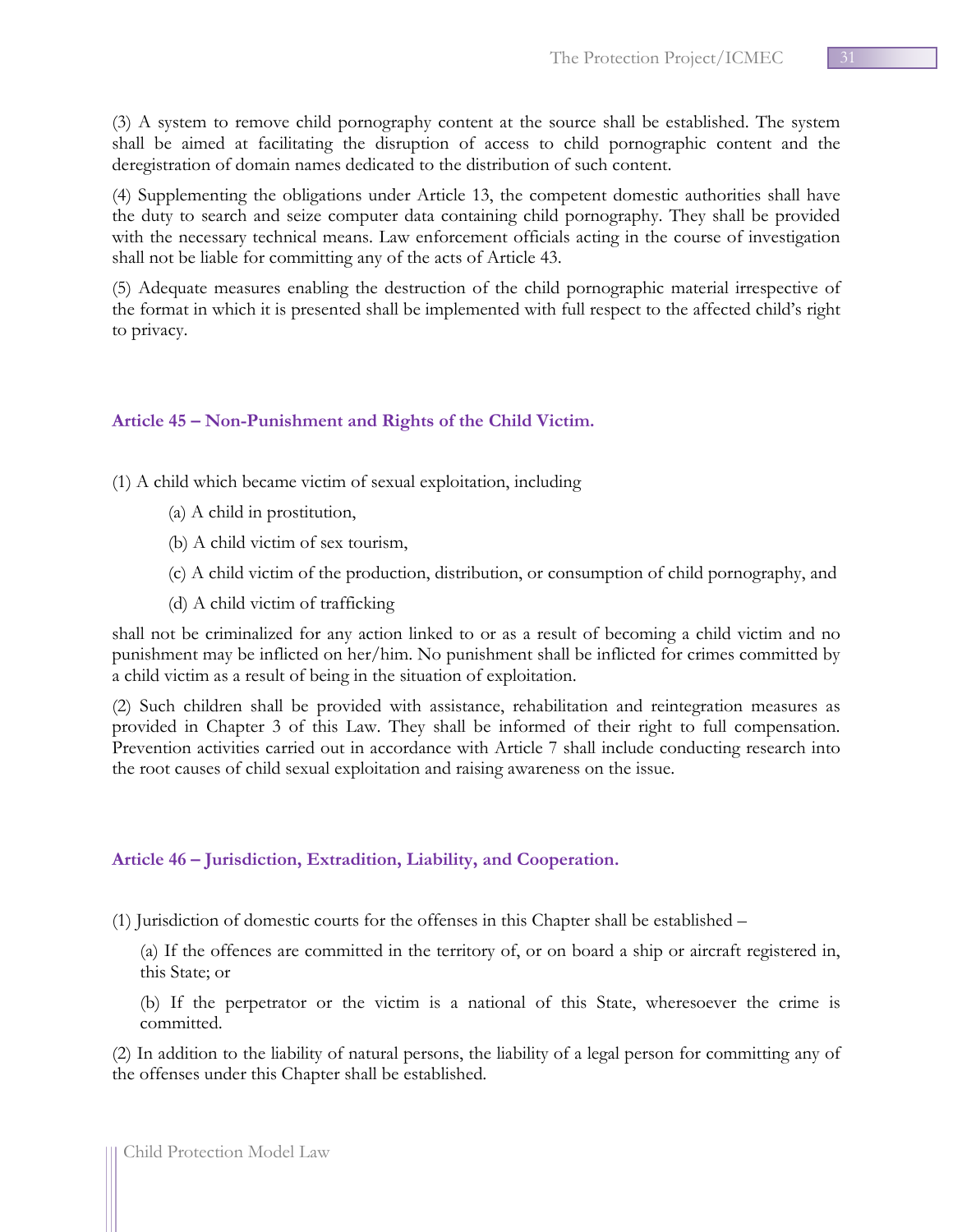(3) A system to remove child pornography content at the source shall be established. The system shall be aimed at facilitating the disruption of access to child pornographic content and the deregistration of domain names dedicated to the distribution of such content.

(4) Supplementing the obligations under Article 13, the competent domestic authorities shall have the duty to search and seize computer data containing child pornography. They shall be provided with the necessary technical means. Law enforcement officials acting in the course of investigation shall not be liable for committing any of the acts of Article 43.

(5) Adequate measures enabling the destruction of the child pornographic material irrespective of the format in which it is presented shall be implemented with full respect to the affected child's right to privacy.

### Article 45 – Non-Punishment and Rights of the Child Victim.

(1) A child which became victim of sexual exploitation, including

(a) A child in prostitution,

(b) A child victim of sex tourism,

(c) A child victim of the production, distribution, or consumption of child pornography, and

(d) A child victim of trafficking

shall not be criminalized for any action linked to or as a result of becoming a child victim and no punishment may be inflicted on her/him. No punishment shall be inflicted for crimes committed by a child victim as a result of being in the situation of exploitation.

(2) Such children shall be provided with assistance, rehabilitation and reintegration measures as provided in Chapter 3 of this Law. They shall be informed of their right to full compensation. Prevention activities carried out in accordance with Article 7 shall include conducting research into the root causes of child sexual exploitation and raising awareness on the issue.

### Article 46 – Jurisdiction, Extradition, Liability, and Cooperation.

(1) Jurisdiction of domestic courts for the offenses in this Chapter shall be established –

(a) If the offences are committed in the territory of, or on board a ship or aircraft registered in, this State; or

(b) If the perpetrator or the victim is a national of this State, wheresoever the crime is committed.

(2) In addition to the liability of natural persons, the liability of a legal person for committing any of the offenses under this Chapter shall be established.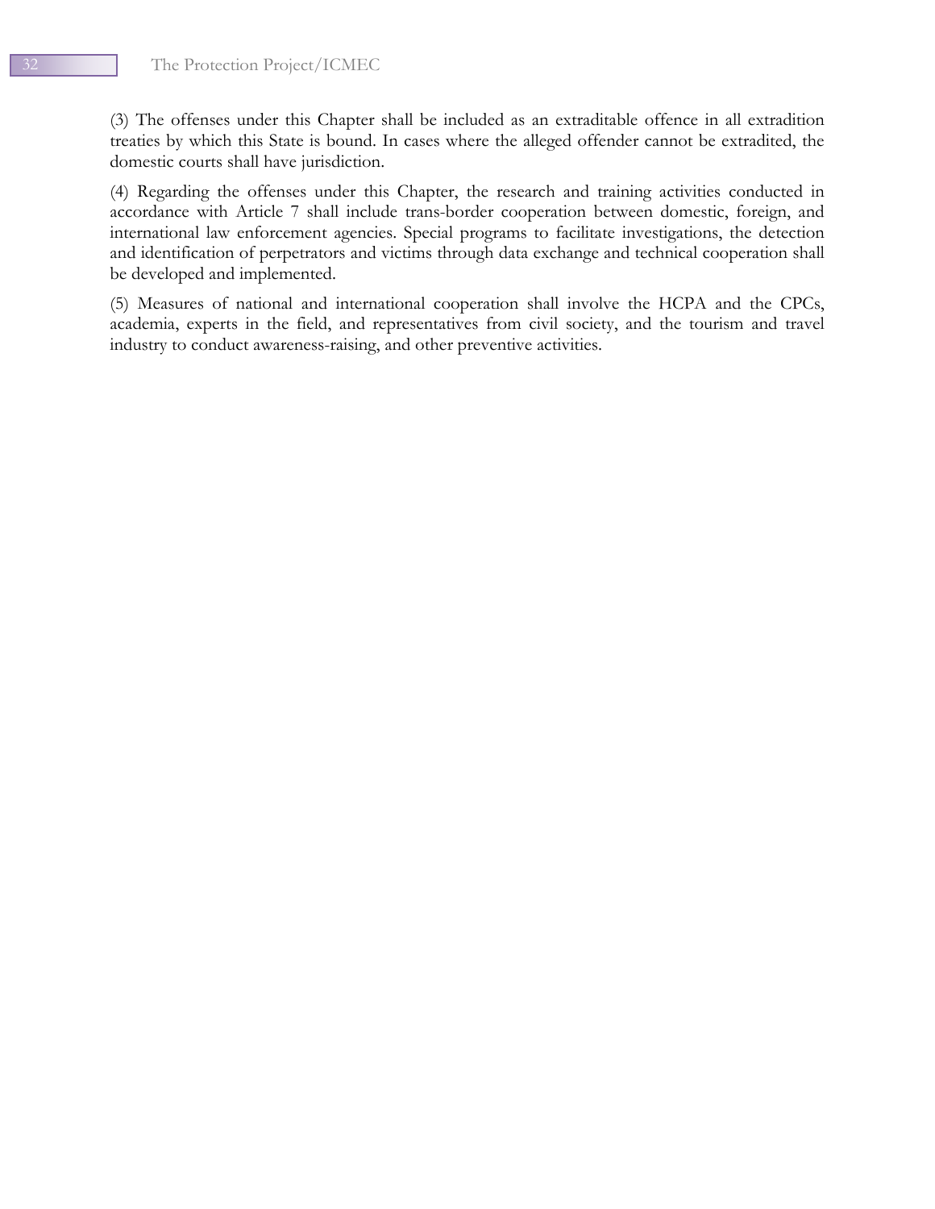(3) The offenses under this Chapter shall be included as an extraditable offence in all extradition treaties by which this State is bound. In cases where the alleged offender cannot be extradited, the domestic courts shall have jurisdiction.

(4) Regarding the offenses under this Chapter, the research and training activities conducted in accordance with Article 7 shall include trans-border cooperation between domestic, foreign, and international law enforcement agencies. Special programs to facilitate investigations, the detection and identification of perpetrators and victims through data exchange and technical cooperation shall be developed and implemented.

(5) Measures of national and international cooperation shall involve the HCPA and the CPCs, academia, experts in the field, and representatives from civil society, and the tourism and travel industry to conduct awareness-raising, and other preventive activities.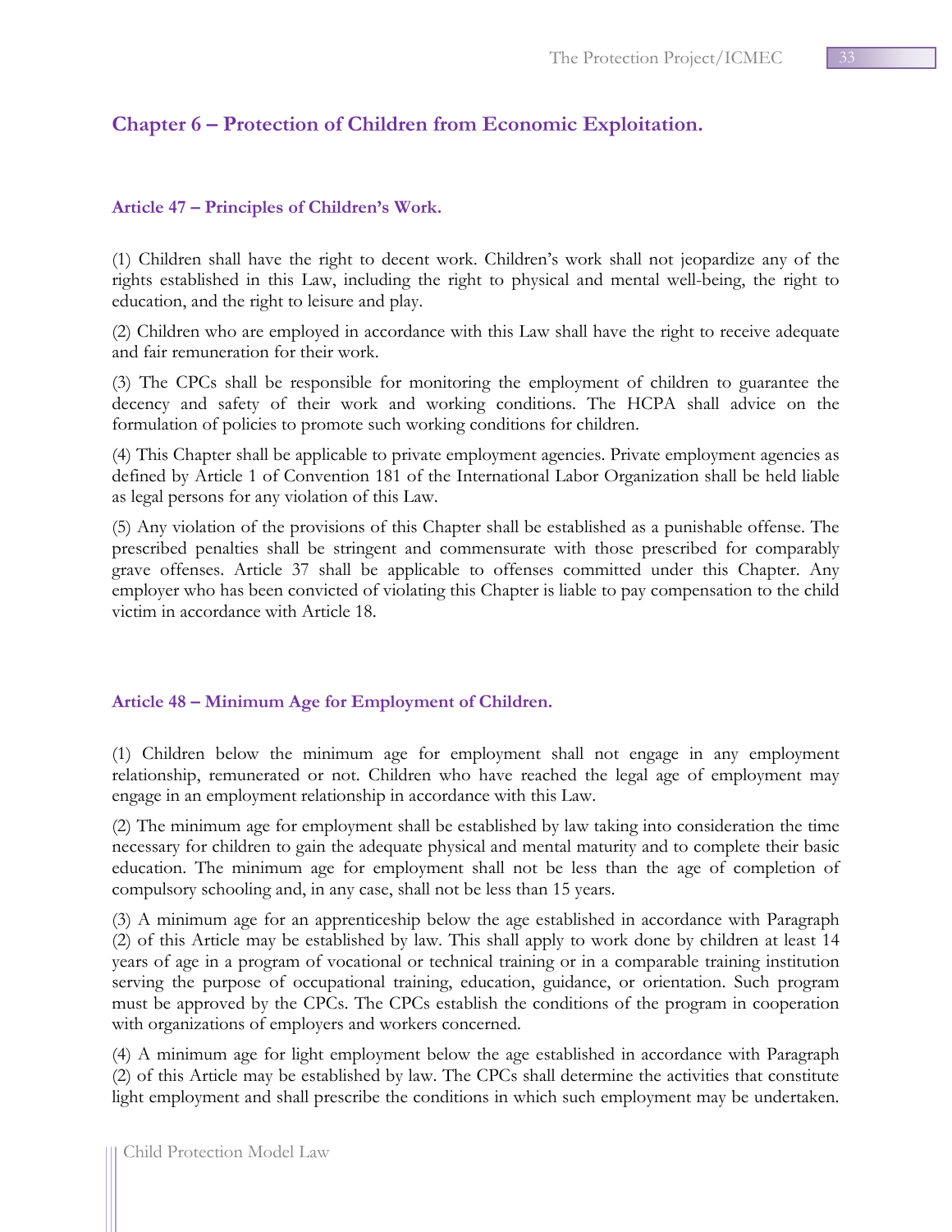## Chapter 6 – Protection of Children from Economic Exploitation.

### Article 47 – Principles of Children's Work.

(1) Children shall have the right to decent work. Children's work shall not jeopardize any of the rights established in this Law, including the right to physical and mental well-being, the right to education, and the right to leisure and play.

(2) Children who are employed in accordance with this Law shall have the right to receive adequate and fair remuneration for their work.

(3) The CPCs shall be responsible for monitoring the employment of children to guarantee the decency and safety of their work and working conditions. The HCPA shall advice on the formulation of policies to promote such working conditions for children.

(4) This Chapter shall be applicable to private employment agencies. Private employment agencies as defined by Article 1 of Convention 181 of the International Labor Organization shall be held liable as legal persons for any violation of this Law.

(5) Any violation of the provisions of this Chapter shall be established as a punishable offense. The prescribed penalties shall be stringent and commensurate with those prescribed for comparably grave offenses. Article 37 shall be applicable to offenses committed under this Chapter. Any employer who has been convicted of violating this Chapter is liable to pay compensation to the child victim in accordance with Article 18.

### Article 48 – Minimum Age for Employment of Children.

(1) Children below the minimum age for employment shall not engage in any employment relationship, remunerated or not. Children who have reached the legal age of employment may engage in an employment relationship in accordance with this Law.

(2) The minimum age for employment shall be established by law taking into consideration the time necessary for children to gain the adequate physical and mental maturity and to complete their basic education. The minimum age for employment shall not be less than the age of completion of compulsory schooling and, in any case, shall not be less than 15 years.

(3) A minimum age for an apprenticeship below the age established in accordance with Paragraph (2) of this Article may be established by law. This shall apply to work done by children at least 14 years of age in a program of vocational or technical training or in a comparable training institution serving the purpose of occupational training, education, guidance, or orientation. Such program must be approved by the CPCs. The CPCs establish the conditions of the program in cooperation with organizations of employers and workers concerned.

(4) A minimum age for light employment below the age established in accordance with Paragraph (2) of this Article may be established by law. The CPCs shall determine the activities that constitute light employment and shall prescribe the conditions in which such employment may be undertaken.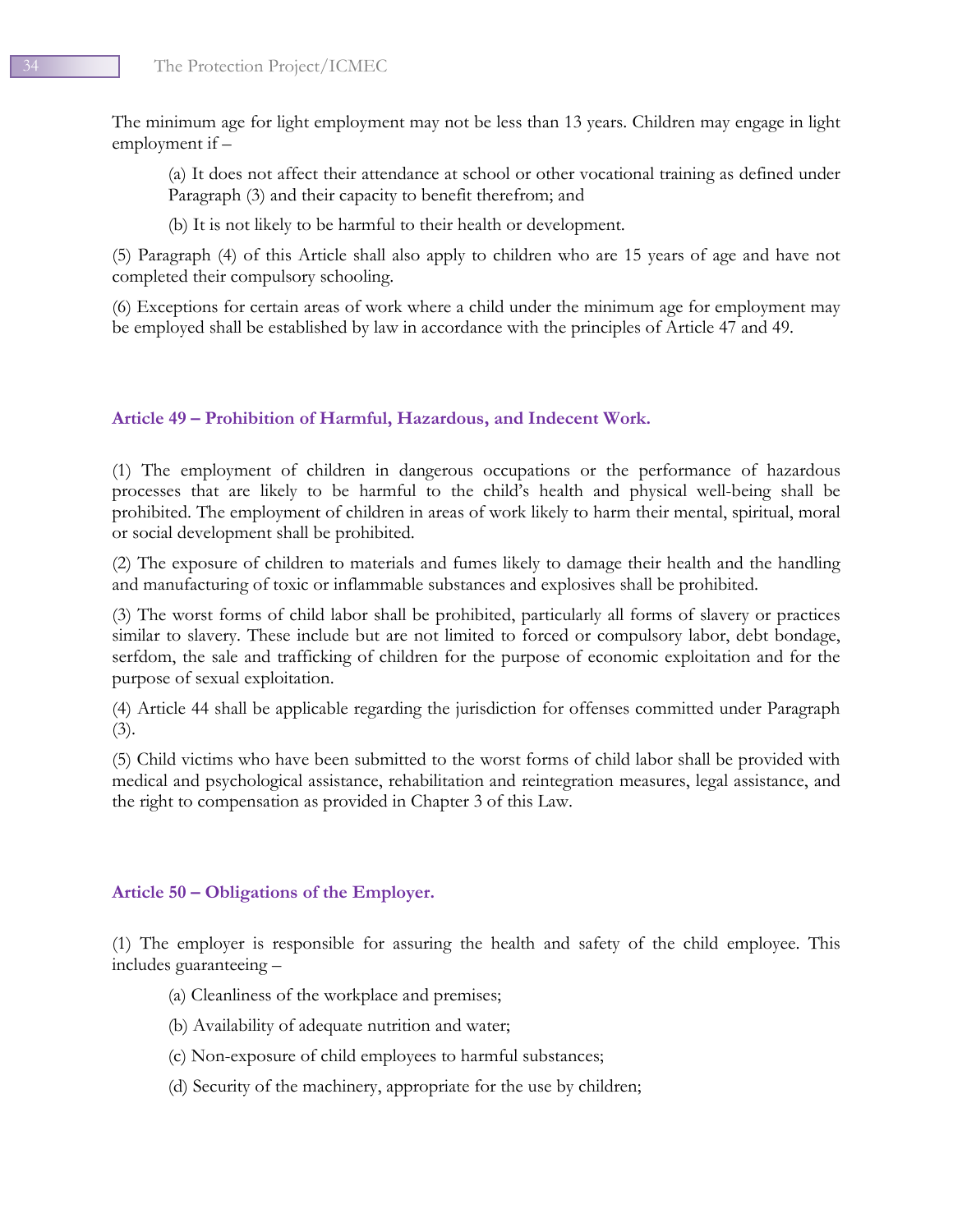The minimum age for light employment may not be less than 13 years. Children may engage in light employment if –

(a) It does not affect their attendance at school or other vocational training as defined under Paragraph (3) and their capacity to benefit therefrom; and

(b) It is not likely to be harmful to their health or development.

(5) Paragraph (4) of this Article shall also apply to children who are 15 years of age and have not completed their compulsory schooling.

(6) Exceptions for certain areas of work where a child under the minimum age for employment may be employed shall be established by law in accordance with the principles of Article 47 and 49.

### Article 49 – Prohibition of Harmful, Hazardous, and Indecent Work.

(1) The employment of children in dangerous occupations or the performance of hazardous processes that are likely to be harmful to the child's health and physical well-being shall be prohibited. The employment of children in areas of work likely to harm their mental, spiritual, moral or social development shall be prohibited.

(2) The exposure of children to materials and fumes likely to damage their health and the handling and manufacturing of toxic or inflammable substances and explosives shall be prohibited.

(3) The worst forms of child labor shall be prohibited, particularly all forms of slavery or practices similar to slavery. These include but are not limited to forced or compulsory labor, debt bondage, serfdom, the sale and trafficking of children for the purpose of economic exploitation and for the purpose of sexual exploitation.

(4) Article 44 shall be applicable regarding the jurisdiction for offenses committed under Paragraph (3).

(5) Child victims who have been submitted to the worst forms of child labor shall be provided with medical and psychological assistance, rehabilitation and reintegration measures, legal assistance, and the right to compensation as provided in Chapter 3 of this Law.

### Article 50 – Obligations of the Employer.

(1) The employer is responsible for assuring the health and safety of the child employee. This includes guaranteeing –

(a) Cleanliness of the workplace and premises;

(b) Availability of adequate nutrition and water;

(c) Non-exposure of child employees to harmful substances;

(d) Security of the machinery, appropriate for the use by children;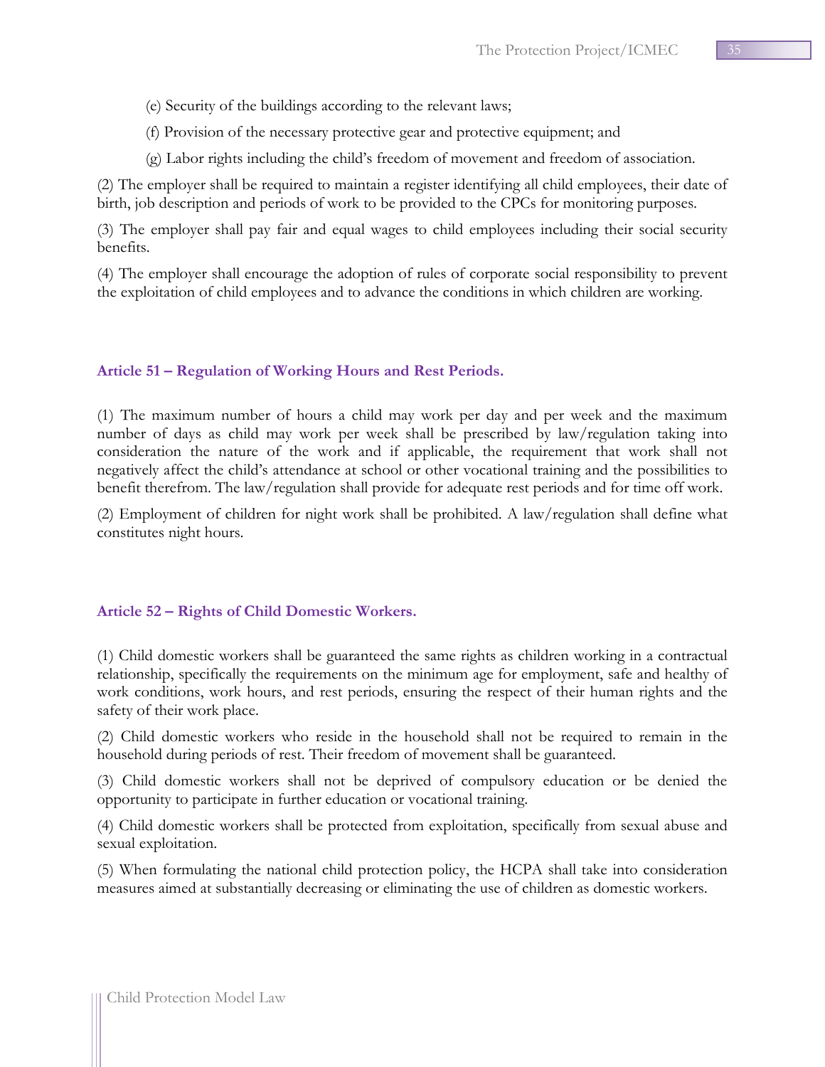(e) Security of the buildings according to the relevant laws;

(f) Provision of the necessary protective gear and protective equipment; and

(g) Labor rights including the child's freedom of movement and freedom of association.

(2) The employer shall be required to maintain a register identifying all child employees, their date of birth, job description and periods of work to be provided to the CPCs for monitoring purposes.

(3) The employer shall pay fair and equal wages to child employees including their social security benefits.

(4) The employer shall encourage the adoption of rules of corporate social responsibility to prevent the exploitation of child employees and to advance the conditions in which children are working.

### Article 51 – Regulation of Working Hours and Rest Periods.

(1) The maximum number of hours a child may work per day and per week and the maximum number of days as child may work per week shall be prescribed by law/regulation taking into consideration the nature of the work and if applicable, the requirement that work shall not negatively affect the child's attendance at school or other vocational training and the possibilities to benefit therefrom. The law/regulation shall provide for adequate rest periods and for time off work.

(2) Employment of children for night work shall be prohibited. A law/regulation shall define what constitutes night hours.

### Article 52 – Rights of Child Domestic Workers.

(1) Child domestic workers shall be guaranteed the same rights as children working in a contractual relationship, specifically the requirements on the minimum age for employment, safe and healthy of work conditions, work hours, and rest periods, ensuring the respect of their human rights and the safety of their work place.

(2) Child domestic workers who reside in the household shall not be required to remain in the household during periods of rest. Their freedom of movement shall be guaranteed.

(3) Child domestic workers shall not be deprived of compulsory education or be denied the opportunity to participate in further education or vocational training.

(4) Child domestic workers shall be protected from exploitation, specifically from sexual abuse and sexual exploitation.

(5) When formulating the national child protection policy, the HCPA shall take into consideration measures aimed at substantially decreasing or eliminating the use of children as domestic workers.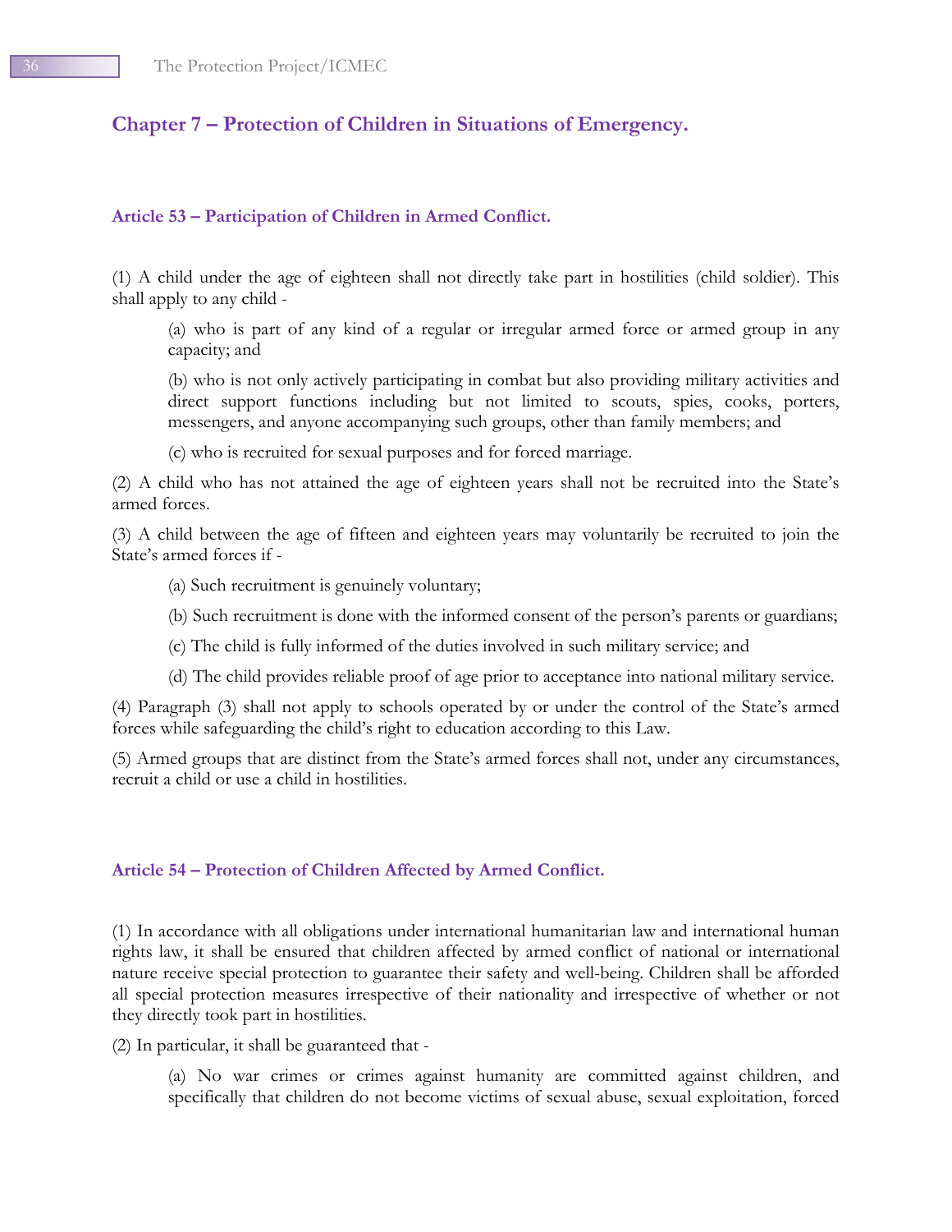## Chapter 7 – Protection of Children in Situations of Emergency.

### Article 53 – Participation of Children in Armed Conflict.

(1) A child under the age of eighteen shall not directly take part in hostilities (child soldier). This shall apply to any child -

> (a) who is part of any kind of a regular or irregular armed force or armed group in any capacity; and
>
> (b) who is not only actively participating in combat but also providing military activities and direct support functions including but not limited to scouts, spies, cooks, porters, messengers, and anyone accompanying such groups, other than family members; and
>
> (c) who is recruited for sexual purposes and for forced marriage.

(2) A child who has not attained the age of eighteen years shall not be recruited into the State's armed forces.

(3) A child between the age of fifteen and eighteen years may voluntarily be recruited to join the State's armed forces if -

> (a) Such recruitment is genuinely voluntary;
>
> (b) Such recruitment is done with the informed consent of the person's parents or guardians;
>
> (c) The child is fully informed of the duties involved in such military service; and
>
> (d) The child provides reliable proof of age prior to acceptance into national military service.

(4) Paragraph (3) shall not apply to schools operated by or under the control of the State's armed forces while safeguarding the child's right to education according to this Law.

(5) Armed groups that are distinct from the State's armed forces shall not, under any circumstances, recruit a child or use a child in hostilities.

### Article 54 – Protection of Children Affected by Armed Conflict.

(1) In accordance with all obligations under international humanitarian law and international human rights law, it shall be ensured that children affected by armed conflict of national or international nature receive special protection to guarantee their safety and well-being. Children shall be afforded all special protection measures irrespective of their nationality and irrespective of whether or not they directly took part in hostilities.

(2) In particular, it shall be guaranteed that -

> (a) No war crimes or crimes against humanity are committed against children, and specifically that children do not become victims of sexual abuse, sexual exploitation, forced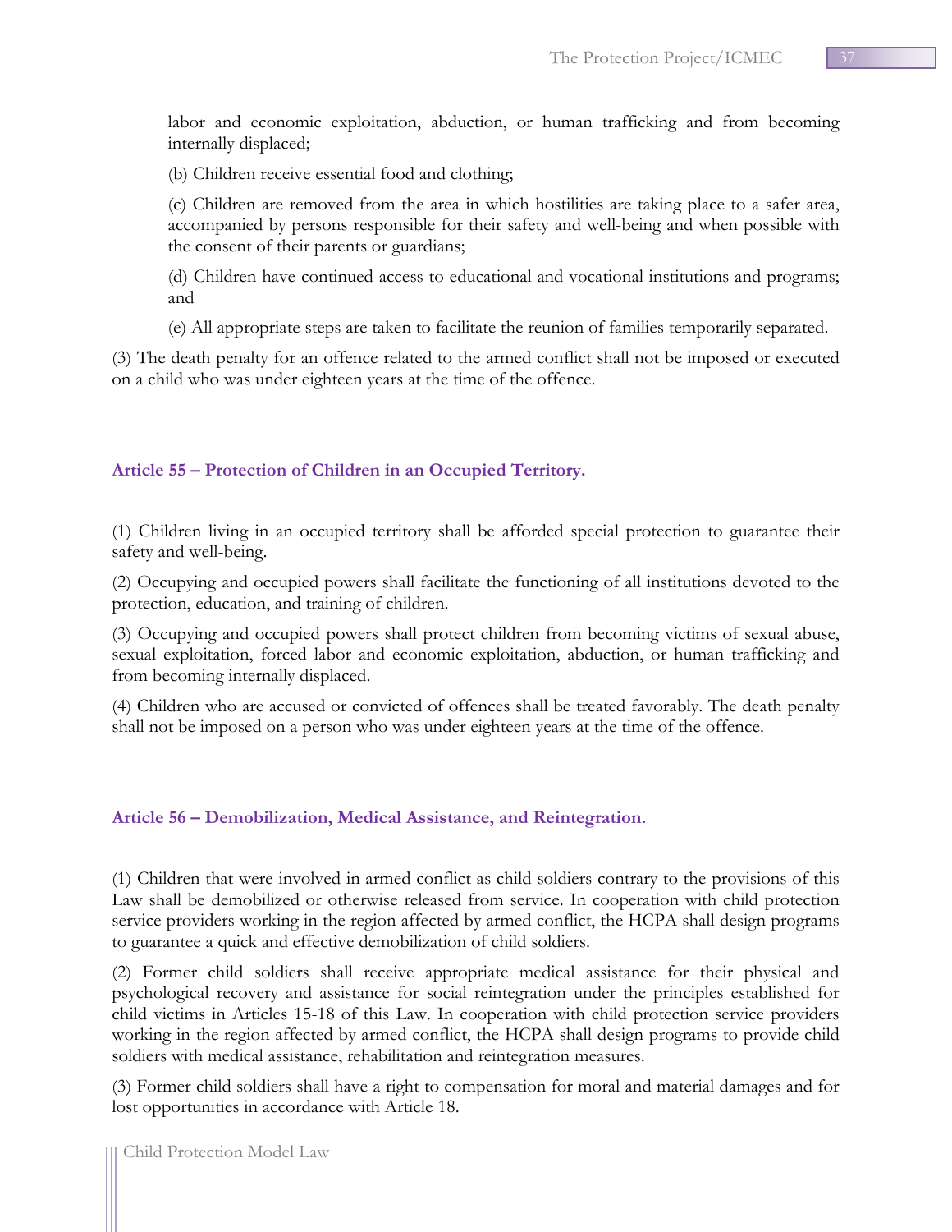labor and economic exploitation, abduction, or human trafficking and from becoming internally displaced;

(b) Children receive essential food and clothing;

(c) Children are removed from the area in which hostilities are taking place to a safer area, accompanied by persons responsible for their safety and well-being and when possible with the consent of their parents or guardians;

(d) Children have continued access to educational and vocational institutions and programs; and

(e) All appropriate steps are taken to facilitate the reunion of families temporarily separated.

(3) The death penalty for an offence related to the armed conflict shall not be imposed or executed on a child who was under eighteen years at the time of the offence.

### Article 55 – Protection of Children in an Occupied Territory.

(1) Children living in an occupied territory shall be afforded special protection to guarantee their safety and well-being.

(2) Occupying and occupied powers shall facilitate the functioning of all institutions devoted to the protection, education, and training of children.

(3) Occupying and occupied powers shall protect children from becoming victims of sexual abuse, sexual exploitation, forced labor and economic exploitation, abduction, or human trafficking and from becoming internally displaced.

(4) Children who are accused or convicted of offences shall be treated favorably. The death penalty shall not be imposed on a person who was under eighteen years at the time of the offence.

### Article 56 – Demobilization, Medical Assistance, and Reintegration.

(1) Children that were involved in armed conflict as child soldiers contrary to the provisions of this Law shall be demobilized or otherwise released from service. In cooperation with child protection service providers working in the region affected by armed conflict, the HCPA shall design programs to guarantee a quick and effective demobilization of child soldiers.

(2) Former child soldiers shall receive appropriate medical assistance for their physical and psychological recovery and assistance for social reintegration under the principles established for child victims in Articles 15-18 of this Law. In cooperation with child protection service providers working in the region affected by armed conflict, the HCPA shall design programs to provide child soldiers with medical assistance, rehabilitation and reintegration measures.

(3) Former child soldiers shall have a right to compensation for moral and material damages and for lost opportunities in accordance with Article 18.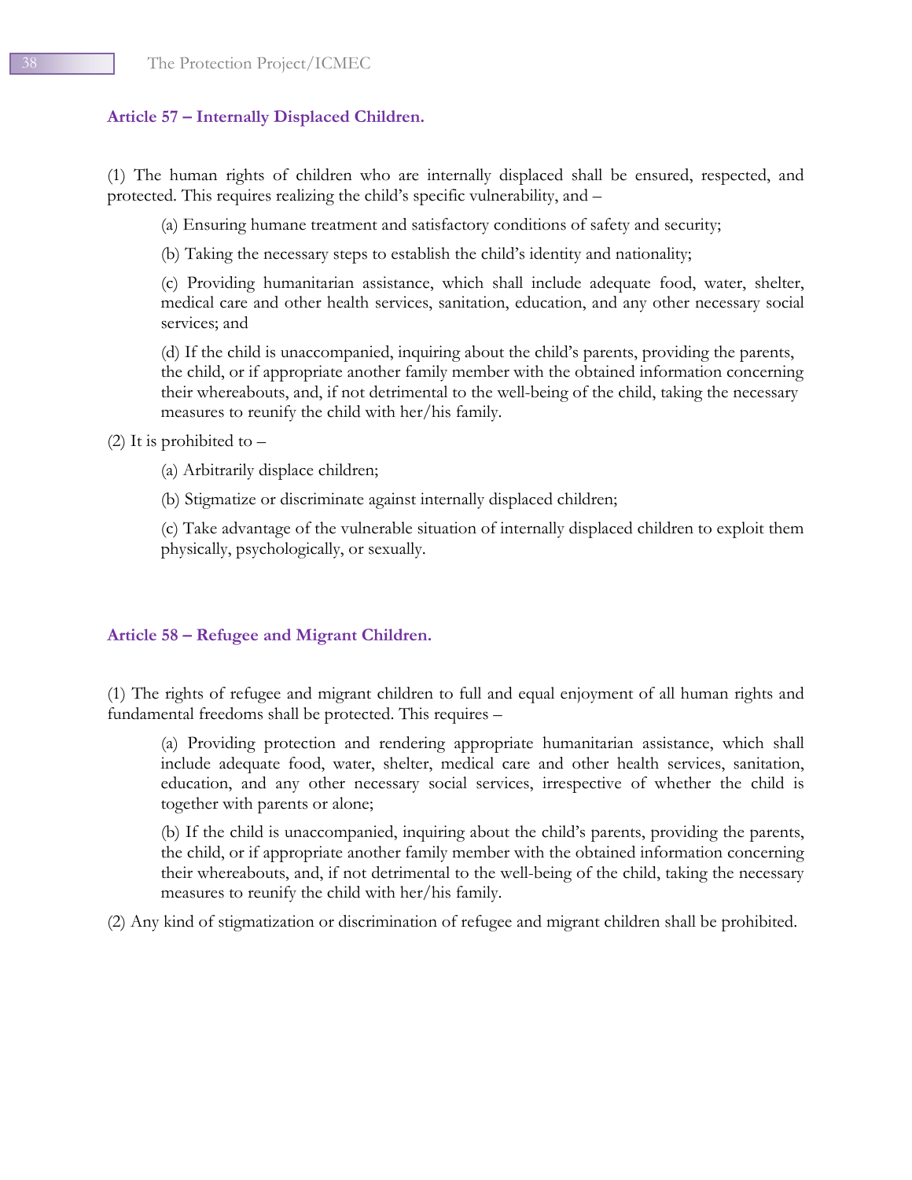### Article 57 – Internally Displaced Children.

(1) The human rights of children who are internally displaced shall be ensured, respected, and protected. This requires realizing the child's specific vulnerability, and –

(a) Ensuring humane treatment and satisfactory conditions of safety and security;

(b) Taking the necessary steps to establish the child's identity and nationality;

(c) Providing humanitarian assistance, which shall include adequate food, water, shelter, medical care and other health services, sanitation, education, and any other necessary social services; and

(d) If the child is unaccompanied, inquiring about the child's parents, providing the parents, the child, or if appropriate another family member with the obtained information concerning their whereabouts, and, if not detrimental to the well-being of the child, taking the necessary measures to reunify the child with her/his family.

(2) It is prohibited to –

(a) Arbitrarily displace children;

(b) Stigmatize or discriminate against internally displaced children;

(c) Take advantage of the vulnerable situation of internally displaced children to exploit them physically, psychologically, or sexually.

### Article 58 – Refugee and Migrant Children.

(1) The rights of refugee and migrant children to full and equal enjoyment of all human rights and fundamental freedoms shall be protected. This requires –

(a) Providing protection and rendering appropriate humanitarian assistance, which shall include adequate food, water, shelter, medical care and other health services, sanitation, education, and any other necessary social services, irrespective of whether the child is together with parents or alone;

(b) If the child is unaccompanied, inquiring about the child's parents, providing the parents, the child, or if appropriate another family member with the obtained information concerning their whereabouts, and, if not detrimental to the well-being of the child, taking the necessary measures to reunify the child with her/his family.

(2) Any kind of stigmatization or discrimination of refugee and migrant children shall be prohibited.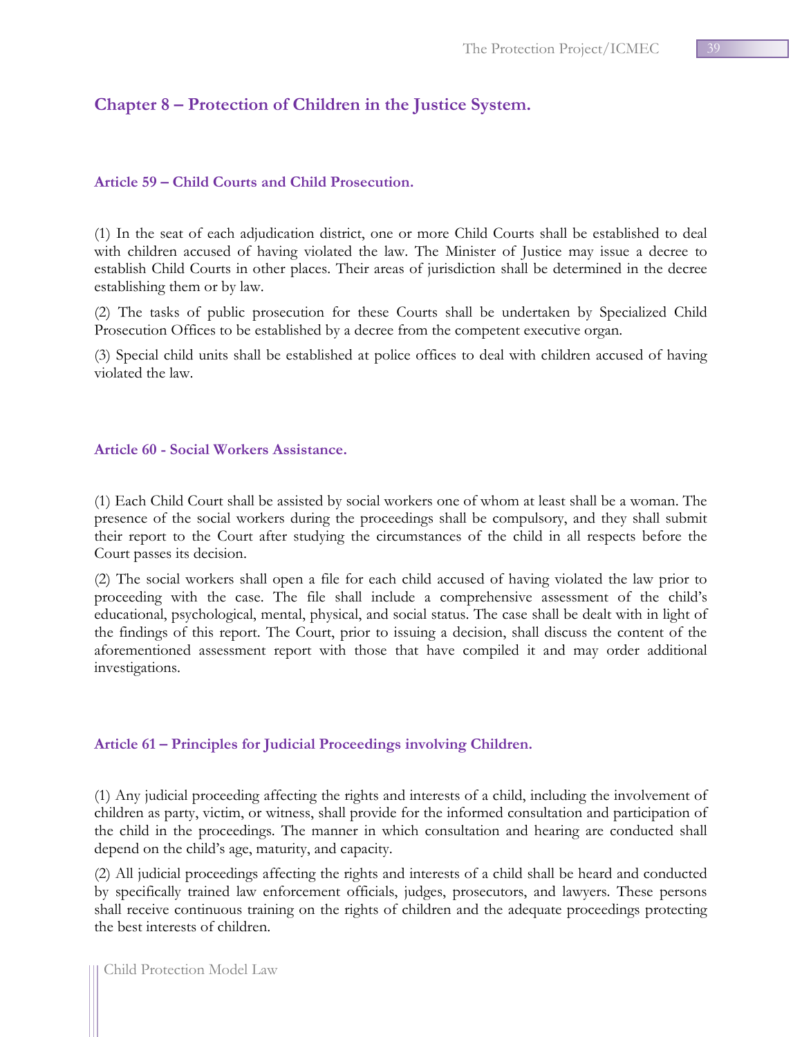## Chapter 8 – Protection of Children in the Justice System.

### Article 59 – Child Courts and Child Prosecution.

(1) In the seat of each adjudication district, one or more Child Courts shall be established to deal with children accused of having violated the law. The Minister of Justice may issue a decree to establish Child Courts in other places. Their areas of jurisdiction shall be determined in the decree establishing them or by law.

(2) The tasks of public prosecution for these Courts shall be undertaken by Specialized Child Prosecution Offices to be established by a decree from the competent executive organ.

(3) Special child units shall be established at police offices to deal with children accused of having violated the law.

### Article 60 - Social Workers Assistance.

(1) Each Child Court shall be assisted by social workers one of whom at least shall be a woman. The presence of the social workers during the proceedings shall be compulsory, and they shall submit their report to the Court after studying the circumstances of the child in all respects before the Court passes its decision.

(2) The social workers shall open a file for each child accused of having violated the law prior to proceeding with the case. The file shall include a comprehensive assessment of the child's educational, psychological, mental, physical, and social status. The case shall be dealt with in light of the findings of this report. The Court, prior to issuing a decision, shall discuss the content of the aforementioned assessment report with those that have compiled it and may order additional investigations.

### Article 61 – Principles for Judicial Proceedings involving Children.

(1) Any judicial proceeding affecting the rights and interests of a child, including the involvement of children as party, victim, or witness, shall provide for the informed consultation and participation of the child in the proceedings. The manner in which consultation and hearing are conducted shall depend on the child's age, maturity, and capacity.

(2) All judicial proceedings affecting the rights and interests of a child shall be heard and conducted by specifically trained law enforcement officials, judges, prosecutors, and lawyers. These persons shall receive continuous training on the rights of children and the adequate proceedings protecting the best interests of children.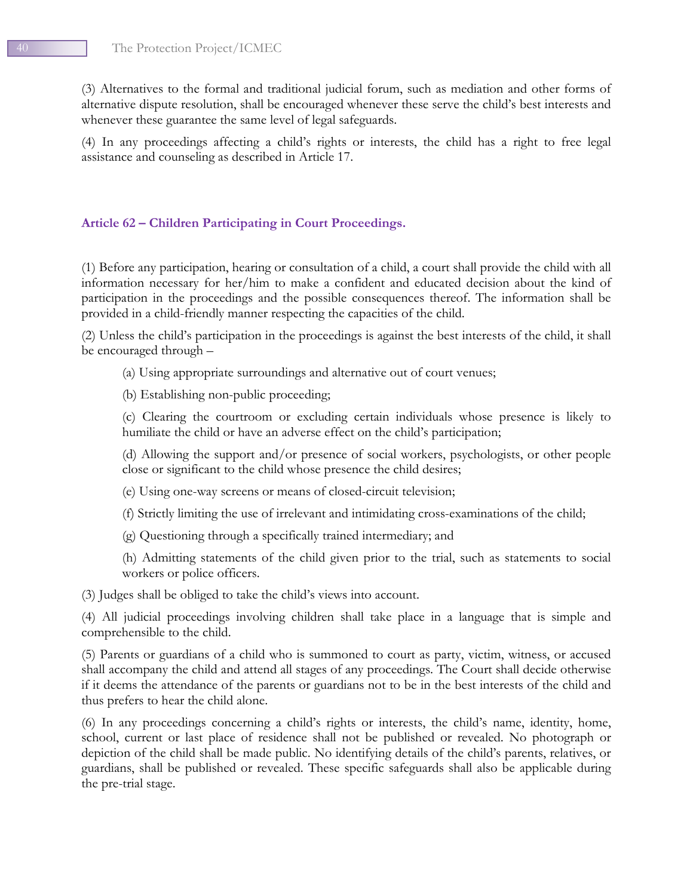(3) Alternatives to the formal and traditional judicial forum, such as mediation and other forms of alternative dispute resolution, shall be encouraged whenever these serve the child's best interests and whenever these guarantee the same level of legal safeguards.

(4) In any proceedings affecting a child's rights or interests, the child has a right to free legal assistance and counseling as described in Article 17.

### Article 62 – Children Participating in Court Proceedings.

(1) Before any participation, hearing or consultation of a child, a court shall provide the child with all information necessary for her/him to make a confident and educated decision about the kind of participation in the proceedings and the possible consequences thereof. The information shall be provided in a child-friendly manner respecting the capacities of the child.

(2) Unless the child's participation in the proceedings is against the best interests of the child, it shall be encouraged through –

> (a) Using appropriate surroundings and alternative out of court venues;
>
> (b) Establishing non-public proceeding;
>
> (c) Clearing the courtroom or excluding certain individuals whose presence is likely to humiliate the child or have an adverse effect on the child's participation;
>
> (d) Allowing the support and/or presence of social workers, psychologists, or other people close or significant to the child whose presence the child desires;
>
> (e) Using one-way screens or means of closed-circuit television;
>
> (f) Strictly limiting the use of irrelevant and intimidating cross-examinations of the child;
>
> (g) Questioning through a specifically trained intermediary; and
>
> (h) Admitting statements of the child given prior to the trial, such as statements to social workers or police officers.

(3) Judges shall be obliged to take the child's views into account.

(4) All judicial proceedings involving children shall take place in a language that is simple and comprehensible to the child.

(5) Parents or guardians of a child who is summoned to court as party, victim, witness, or accused shall accompany the child and attend all stages of any proceedings. The Court shall decide otherwise if it deems the attendance of the parents or guardians not to be in the best interests of the child and thus prefers to hear the child alone.

(6) In any proceedings concerning a child's rights or interests, the child's name, identity, home, school, current or last place of residence shall not be published or revealed. No photograph or depiction of the child shall be made public. No identifying details of the child's parents, relatives, or guardians, shall be published or revealed. These specific safeguards shall also be applicable during the pre-trial stage.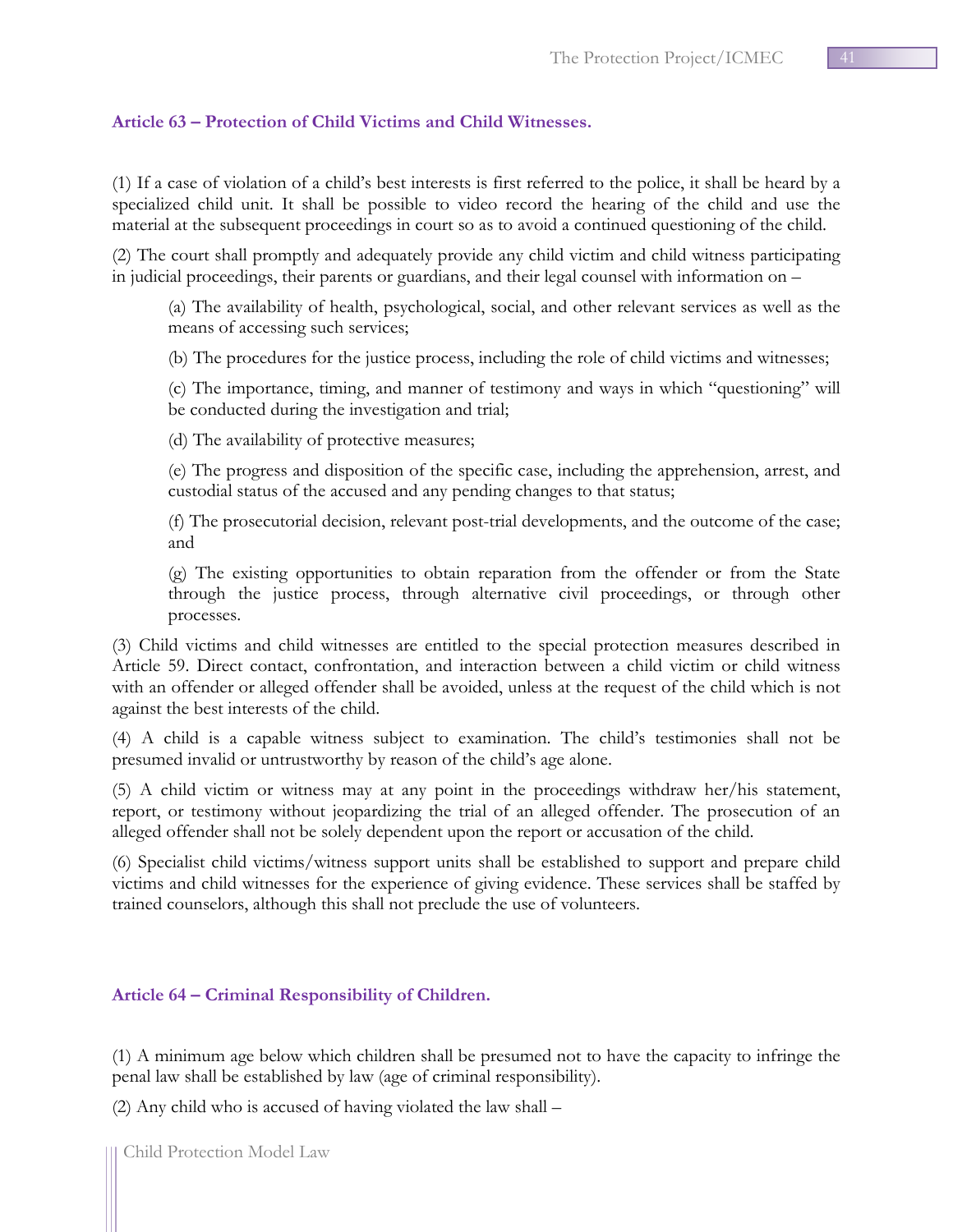### Article 63 – Protection of Child Victims and Child Witnesses.

(1) If a case of violation of a child's best interests is first referred to the police, it shall be heard by a specialized child unit. It shall be possible to video record the hearing of the child and use the material at the subsequent proceedings in court so as to avoid a continued questioning of the child.

(2) The court shall promptly and adequately provide any child victim and child witness participating in judicial proceedings, their parents or guardians, and their legal counsel with information on –

> (a) The availability of health, psychological, social, and other relevant services as well as the means of accessing such services;
>
> (b) The procedures for the justice process, including the role of child victims and witnesses;
>
> (c) The importance, timing, and manner of testimony and ways in which "questioning" will be conducted during the investigation and trial;
>
> (d) The availability of protective measures;
>
> (e) The progress and disposition of the specific case, including the apprehension, arrest, and custodial status of the accused and any pending changes to that status;
>
> (f) The prosecutorial decision, relevant post-trial developments, and the outcome of the case; and
>
> (g) The existing opportunities to obtain reparation from the offender or from the State through the justice process, through alternative civil proceedings, or through other processes.

(3) Child victims and child witnesses are entitled to the special protection measures described in Article 59. Direct contact, confrontation, and interaction between a child victim or child witness with an offender or alleged offender shall be avoided, unless at the request of the child which is not against the best interests of the child.

(4) A child is a capable witness subject to examination. The child's testimonies shall not be presumed invalid or untrustworthy by reason of the child's age alone.

(5) A child victim or witness may at any point in the proceedings withdraw her/his statement, report, or testimony without jeopardizing the trial of an alleged offender. The prosecution of an alleged offender shall not be solely dependent upon the report or accusation of the child.

(6) Specialist child victims/witness support units shall be established to support and prepare child victims and child witnesses for the experience of giving evidence. These services shall be staffed by trained counselors, although this shall not preclude the use of volunteers.

### Article 64 – Criminal Responsibility of Children.

(1) A minimum age below which children shall be presumed not to have the capacity to infringe the penal law shall be established by law (age of criminal responsibility).

(2) Any child who is accused of having violated the law shall –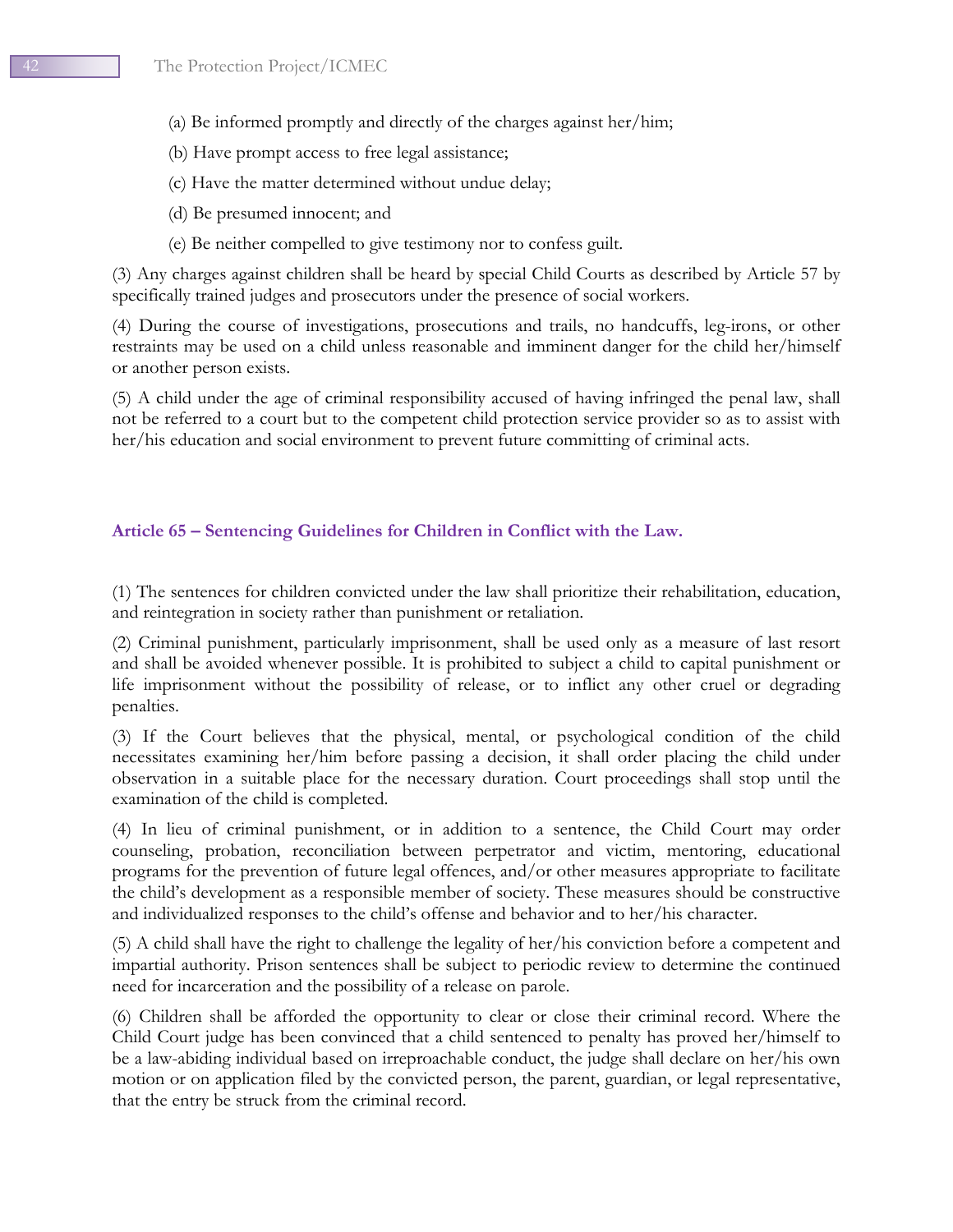(a) Be informed promptly and directly of the charges against her/him;

(b) Have prompt access to free legal assistance;

(c) Have the matter determined without undue delay;

(d) Be presumed innocent; and

(e) Be neither compelled to give testimony nor to confess guilt.

(3) Any charges against children shall be heard by special Child Courts as described by Article 57 by specifically trained judges and prosecutors under the presence of social workers.

(4) During the course of investigations, prosecutions and trails, no handcuffs, leg-irons, or other restraints may be used on a child unless reasonable and imminent danger for the child her/himself or another person exists.

(5) A child under the age of criminal responsibility accused of having infringed the penal law, shall not be referred to a court but to the competent child protection service provider so as to assist with her/his education and social environment to prevent future committing of criminal acts.

### Article 65 – Sentencing Guidelines for Children in Conflict with the Law.

(1) The sentences for children convicted under the law shall prioritize their rehabilitation, education, and reintegration in society rather than punishment or retaliation.

(2) Criminal punishment, particularly imprisonment, shall be used only as a measure of last resort and shall be avoided whenever possible. It is prohibited to subject a child to capital punishment or life imprisonment without the possibility of release, or to inflict any other cruel or degrading penalties.

(3) If the Court believes that the physical, mental, or psychological condition of the child necessitates examining her/him before passing a decision, it shall order placing the child under observation in a suitable place for the necessary duration. Court proceedings shall stop until the examination of the child is completed.

(4) In lieu of criminal punishment, or in addition to a sentence, the Child Court may order counseling, probation, reconciliation between perpetrator and victim, mentoring, educational programs for the prevention of future legal offences, and/or other measures appropriate to facilitate the child's development as a responsible member of society. These measures should be constructive and individualized responses to the child's offense and behavior and to her/his character.

(5) A child shall have the right to challenge the legality of her/his conviction before a competent and impartial authority. Prison sentences shall be subject to periodic review to determine the continued need for incarceration and the possibility of a release on parole.

(6) Children shall be afforded the opportunity to clear or close their criminal record. Where the Child Court judge has been convinced that a child sentenced to penalty has proved her/himself to be a law-abiding individual based on irreproachable conduct, the judge shall declare on her/his own motion or on application filed by the convicted person, the parent, guardian, or legal representative, that the entry be struck from the criminal record.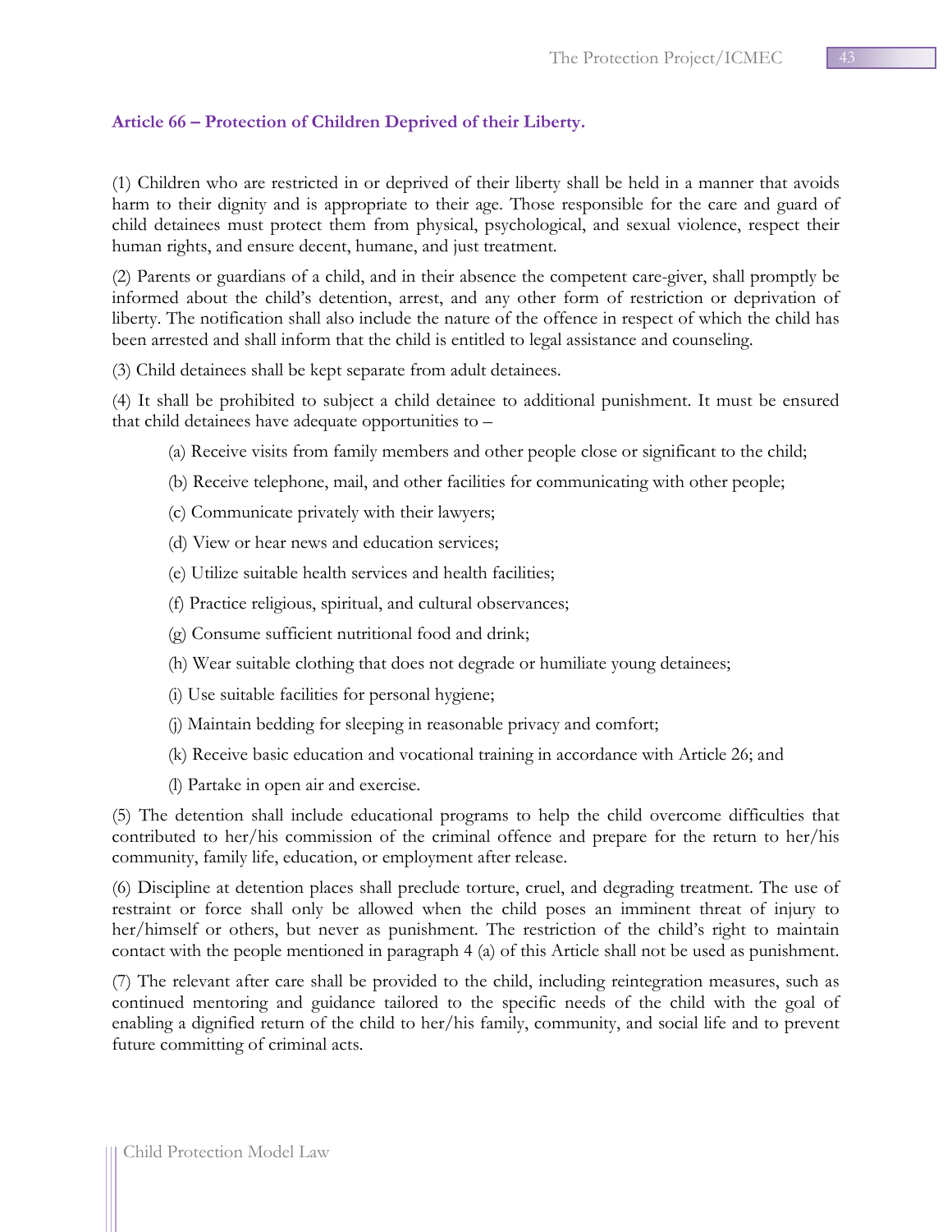### Article 66 – Protection of Children Deprived of their Liberty.

(1) Children who are restricted in or deprived of their liberty shall be held in a manner that avoids harm to their dignity and is appropriate to their age. Those responsible for the care and guard of child detainees must protect them from physical, psychological, and sexual violence, respect their human rights, and ensure decent, humane, and just treatment.

(2) Parents or guardians of a child, and in their absence the competent care-giver, shall promptly be informed about the child's detention, arrest, and any other form of restriction or deprivation of liberty. The notification shall also include the nature of the offence in respect of which the child has been arrested and shall inform that the child is entitled to legal assistance and counseling.

(3) Child detainees shall be kept separate from adult detainees.

(4) It shall be prohibited to subject a child detainee to additional punishment. It must be ensured that child detainees have adequate opportunities to –

(a) Receive visits from family members and other people close or significant to the child;

(b) Receive telephone, mail, and other facilities for communicating with other people;

(c) Communicate privately with their lawyers;

(d) View or hear news and education services;

(e) Utilize suitable health services and health facilities;

(f) Practice religious, spiritual, and cultural observances;

(g) Consume sufficient nutritional food and drink;

(h) Wear suitable clothing that does not degrade or humiliate young detainees;

(i) Use suitable facilities for personal hygiene;

(j) Maintain bedding for sleeping in reasonable privacy and comfort;

(k) Receive basic education and vocational training in accordance with Article 26; and

(l) Partake in open air and exercise.

(5) The detention shall include educational programs to help the child overcome difficulties that contributed to her/his commission of the criminal offence and prepare for the return to her/his community, family life, education, or employment after release.

(6) Discipline at detention places shall preclude torture, cruel, and degrading treatment. The use of restraint or force shall only be allowed when the child poses an imminent threat of injury to her/himself or others, but never as punishment. The restriction of the child's right to maintain contact with the people mentioned in paragraph 4 (a) of this Article shall not be used as punishment.

(7) The relevant after care shall be provided to the child, including reintegration measures, such as continued mentoring and guidance tailored to the specific needs of the child with the goal of enabling a dignified return of the child to her/his family, community, and social life and to prevent future committing of criminal acts.